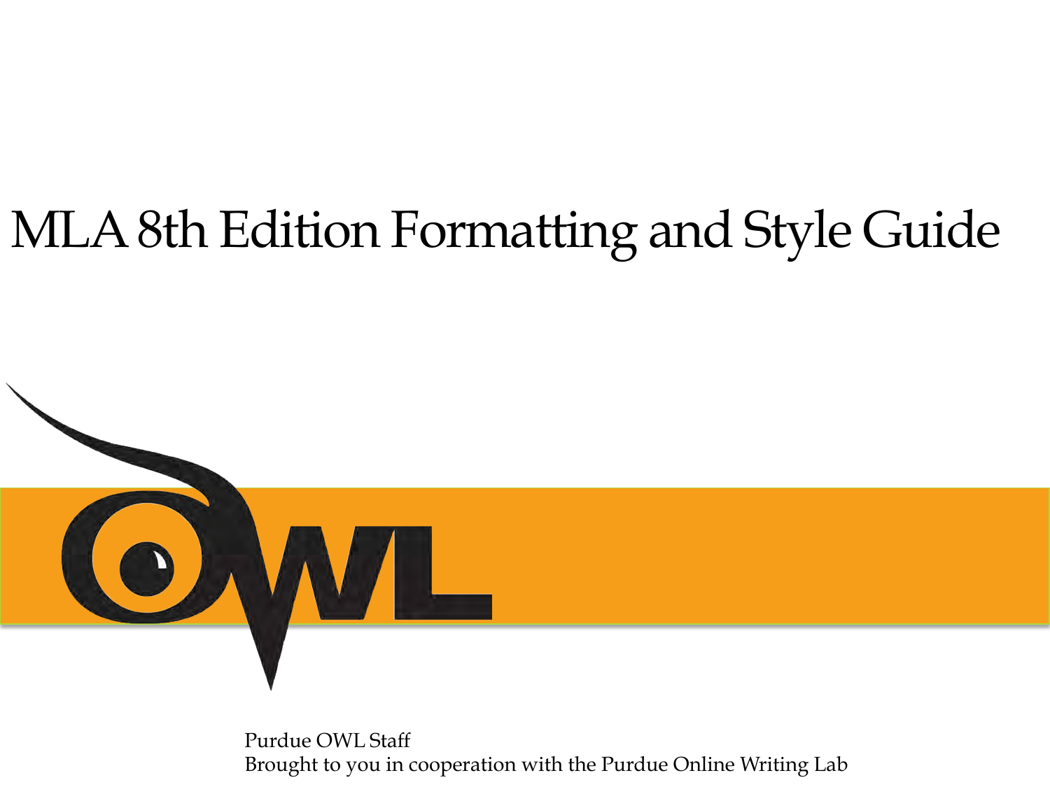# MLA 8th Edition Formatting and Style Guide

OWL

Purdue OWL Staff
Brought to you in cooperation with the Purdue Online Writing Lab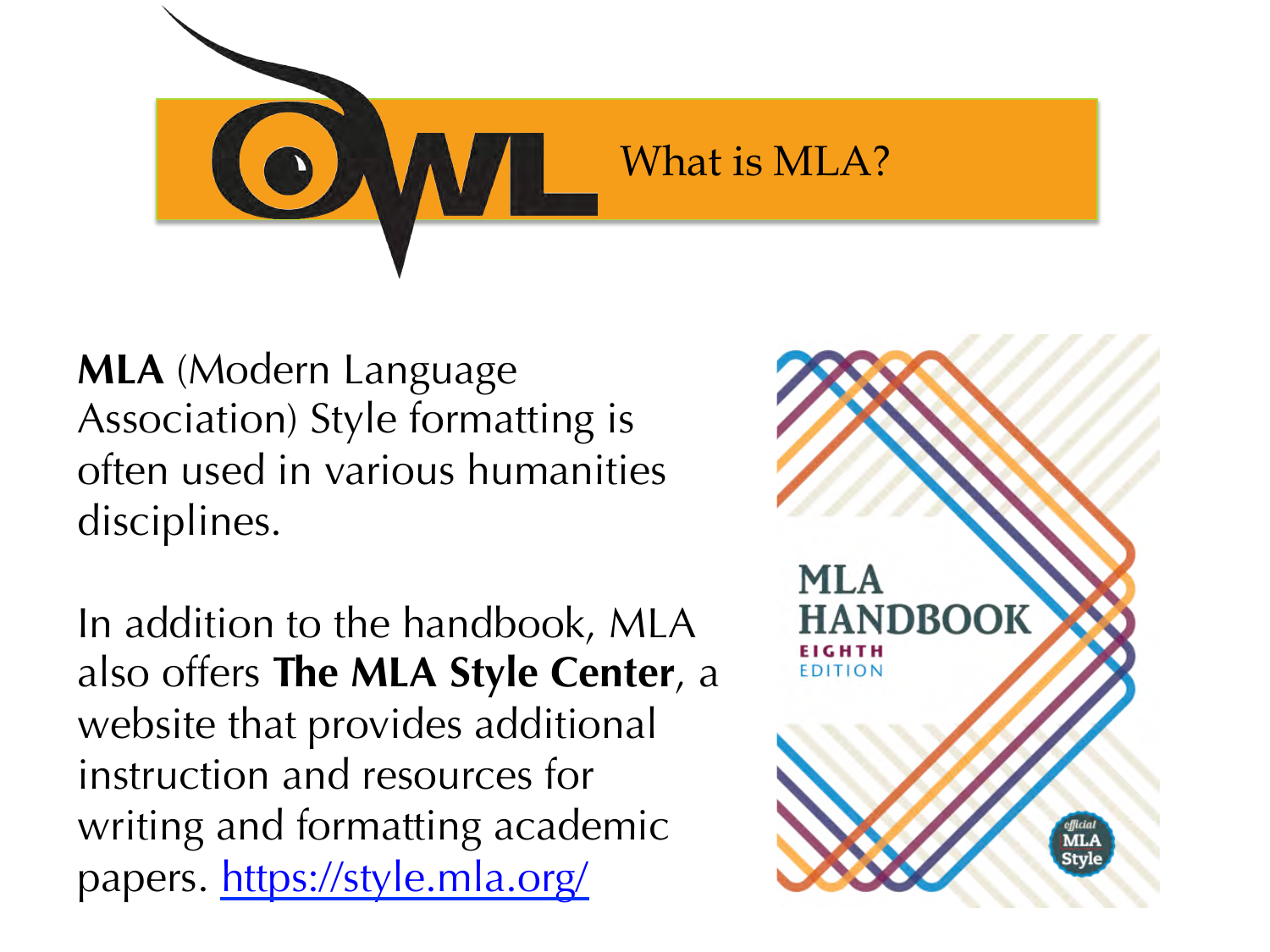# What is MLA?

**MLA** (Modern Language Association) Style formatting is often used in various humanities disciplines.

In addition to the handbook, MLA also offers **The MLA Style Center**, a website that provides additional instruction and resources for writing and formatting academic papers. https://style.mla.org/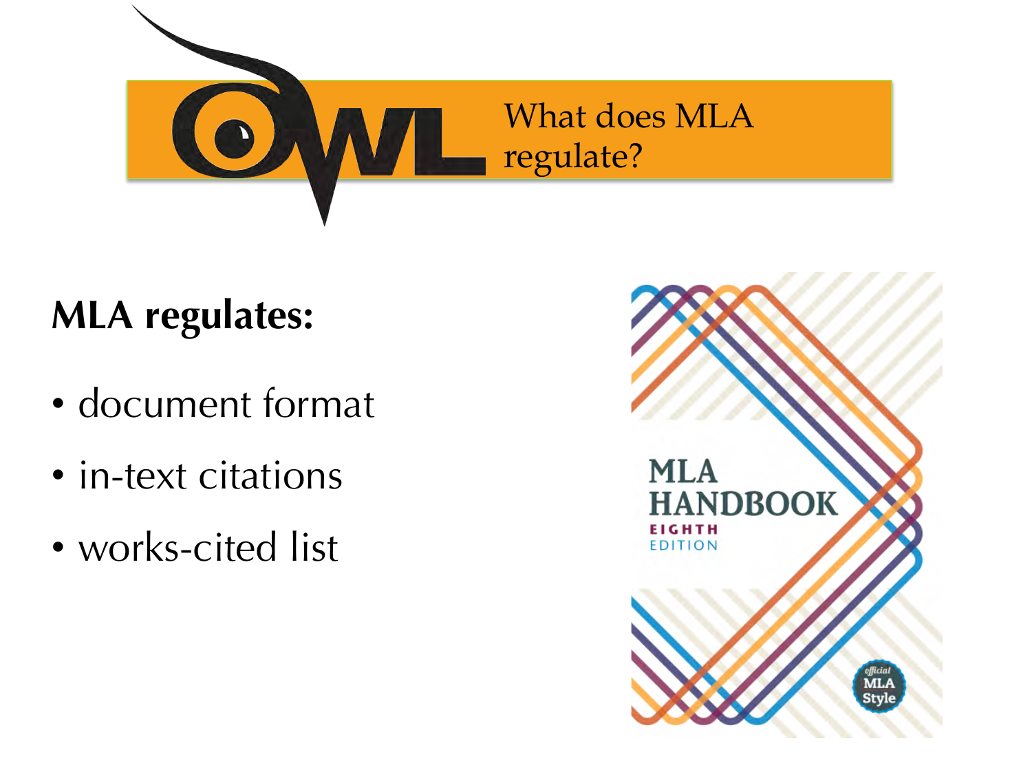# What does MLA regulate?

**MLA regulates:**

- document format
- in-text citations
- works-cited list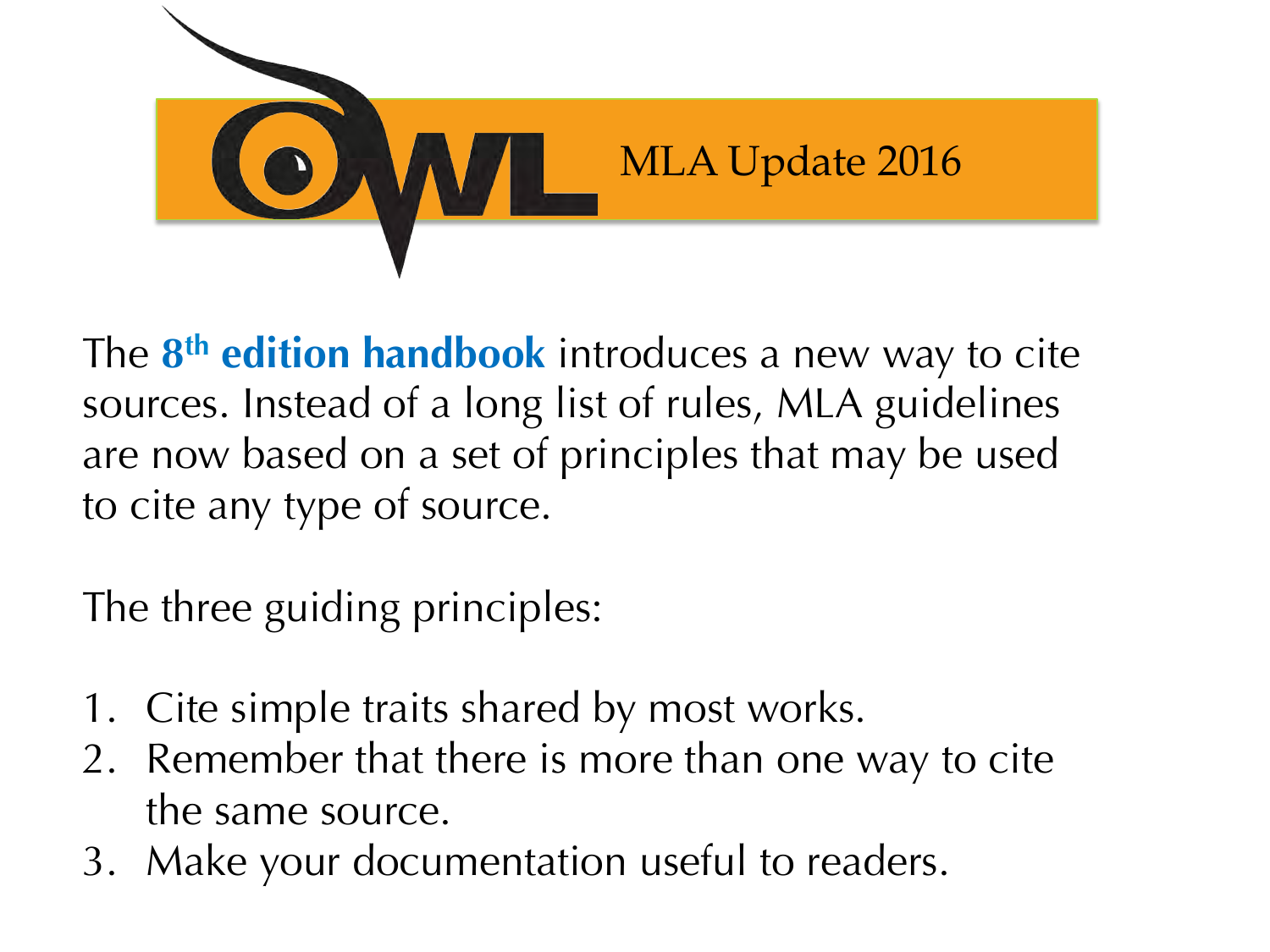MLA Update 2016

The **8th edition handbook** introduces a new way to cite sources. Instead of a long list of rules, MLA guidelines are now based on a set of principles that may be used to cite any type of source.

The three guiding principles:

1. Cite simple traits shared by most works.
2. Remember that there is more than one way to cite the same source.
3. Make your documentation useful to readers.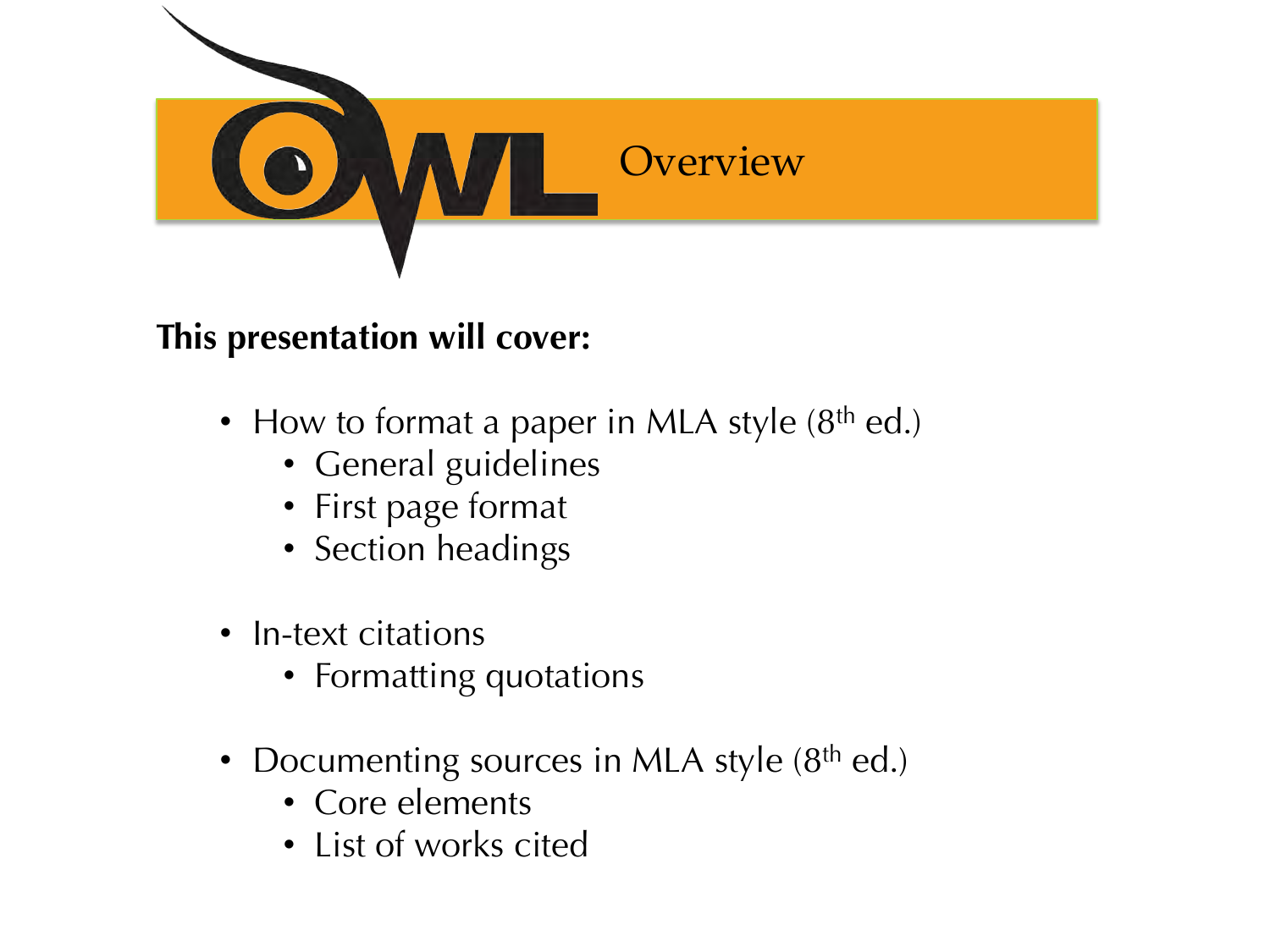# Overview

**This presentation will cover:**

- How to format a paper in MLA style ($8^{th}$ ed.)
  - General guidelines
  - First page format
  - Section headings

- In-text citations
  - Formatting quotations

- Documenting sources in MLA style ($8^{th}$ ed.)
  - Core elements
  - List of works cited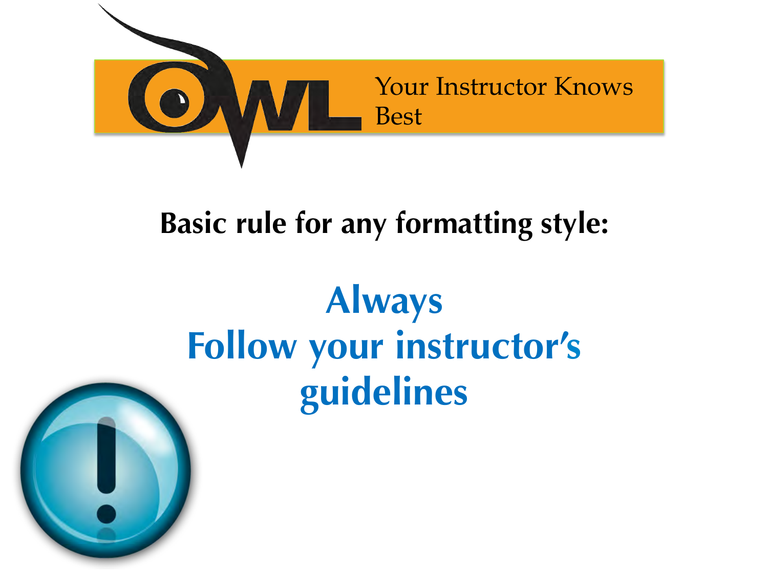# Your Instructor Knows Best

**Basic rule for any formatting style:**

## Always Follow your instructor's guidelines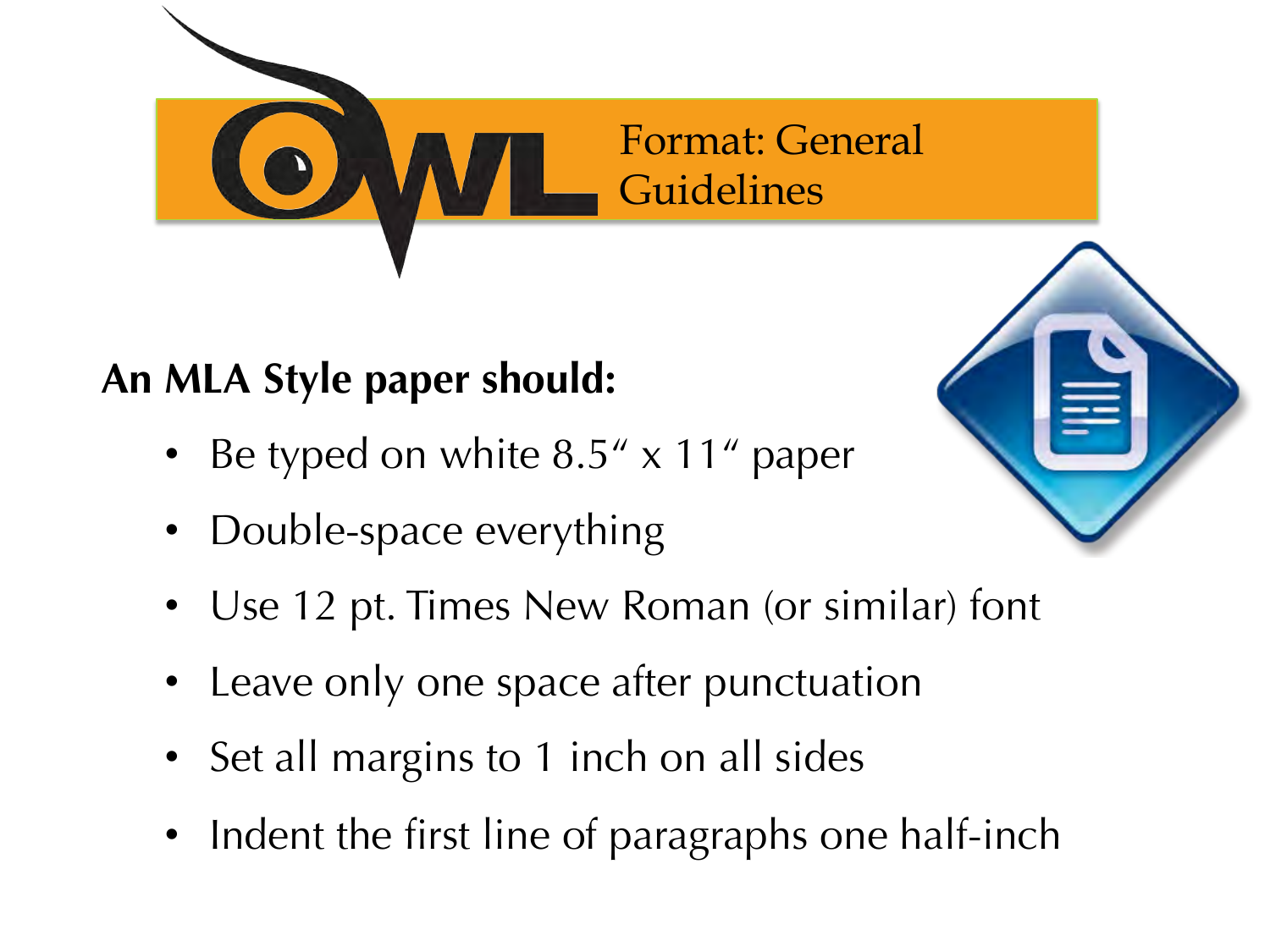# Format: General Guidelines

**An MLA Style paper should:**

- Be typed on white 8.5" x 11" paper
- Double-space everything
- Use 12 pt. Times New Roman (or similar) font
- Leave only one space after punctuation
- Set all margins to 1 inch on all sides
- Indent the first line of paragraphs one half-inch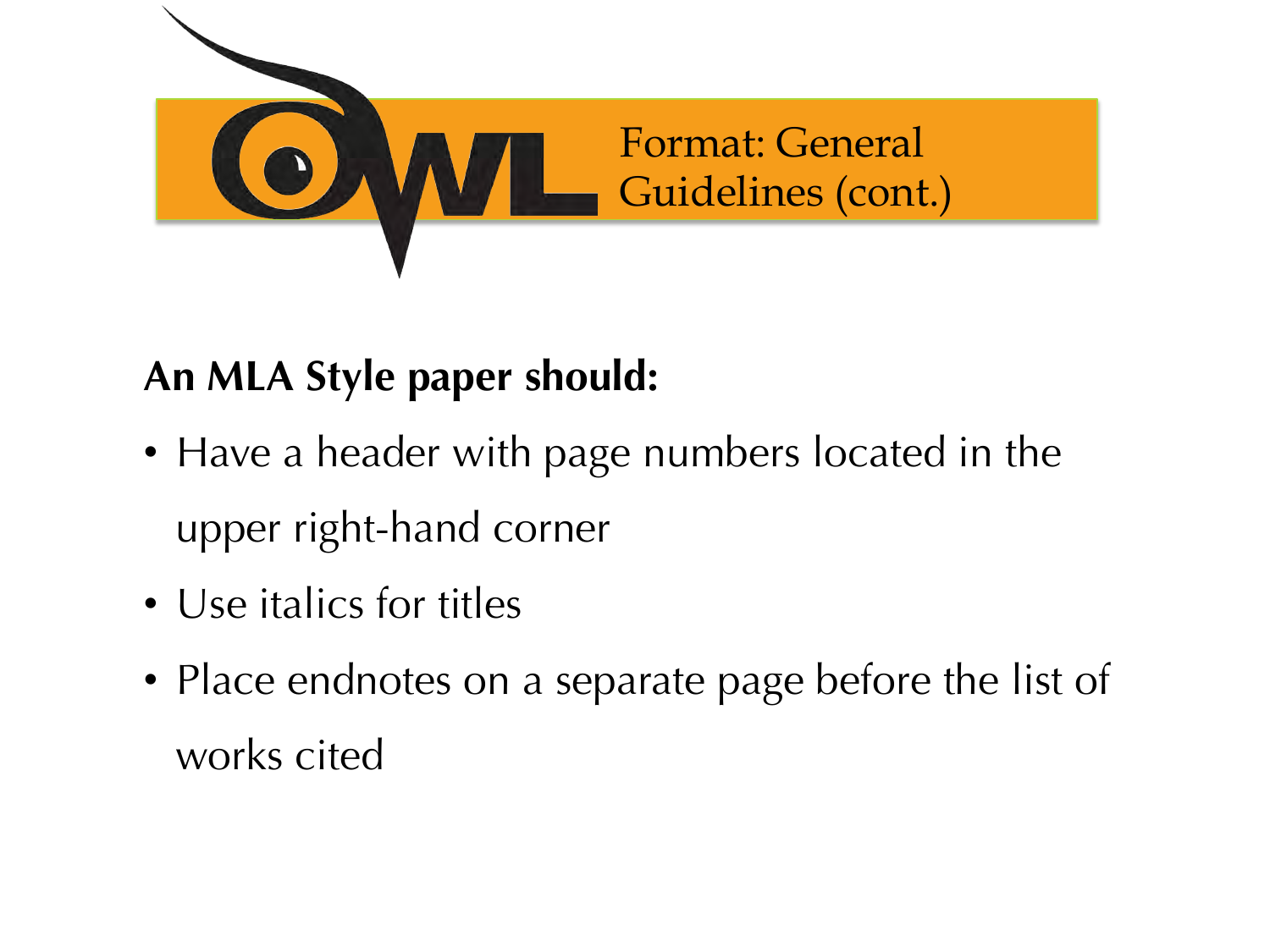# Format: General Guidelines (cont.)

**An MLA Style paper should:**

- Have a header with page numbers located in the upper right-hand corner
- Use italics for titles
- Place endnotes on a separate page before the list of works cited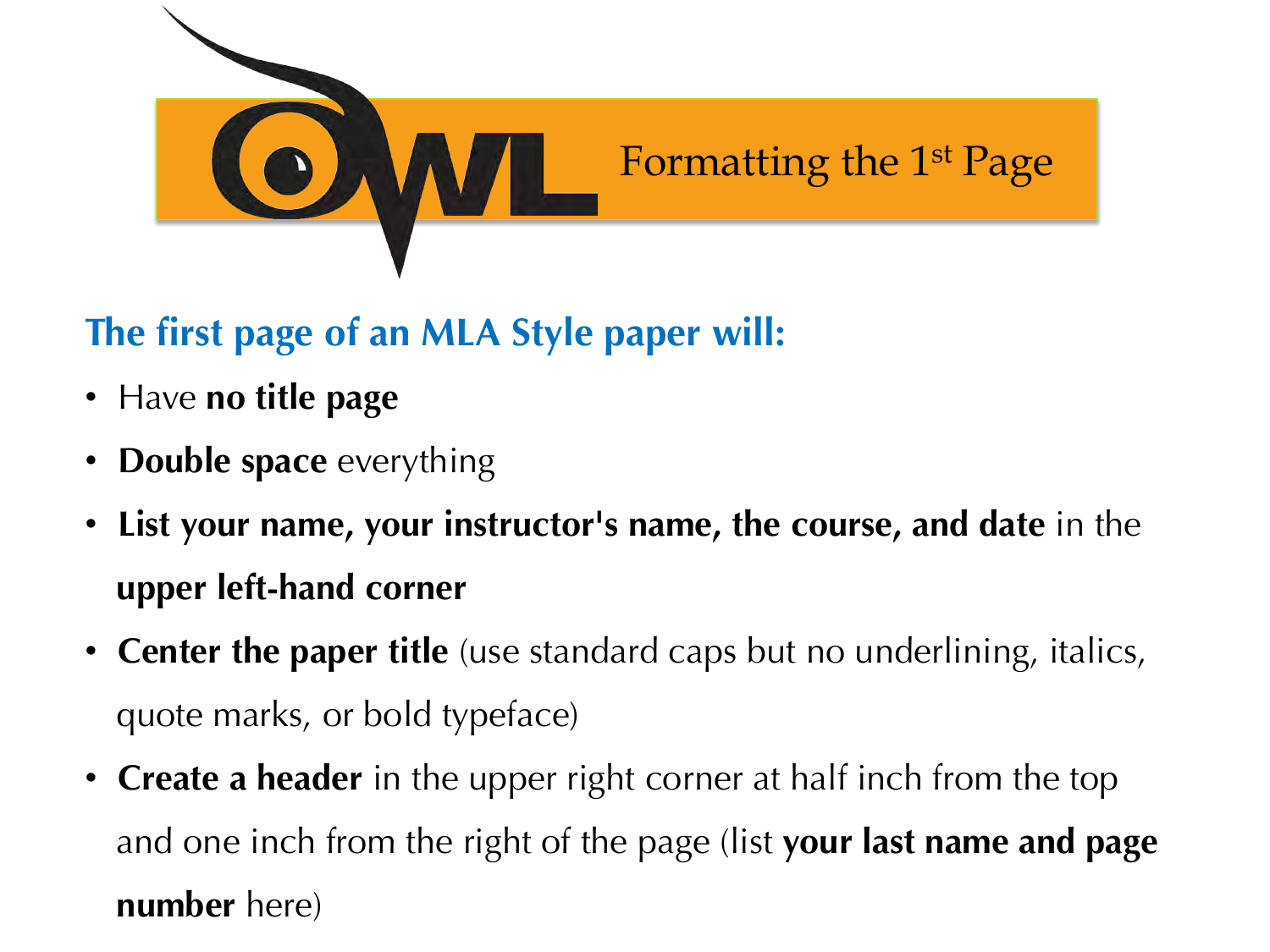# Formatting the 1st Page

## The first page of an MLA Style paper will:

- Have **no title page**
- **Double space** everything
- **List your name, your instructor's name, the course, and date** in the **upper left-hand corner**
- **Center the paper title** (use standard caps but no underlining, italics, quote marks, or bold typeface)
- **Create a header** in the upper right corner at half inch from the top and one inch from the right of the page (list **your last name and page number** here)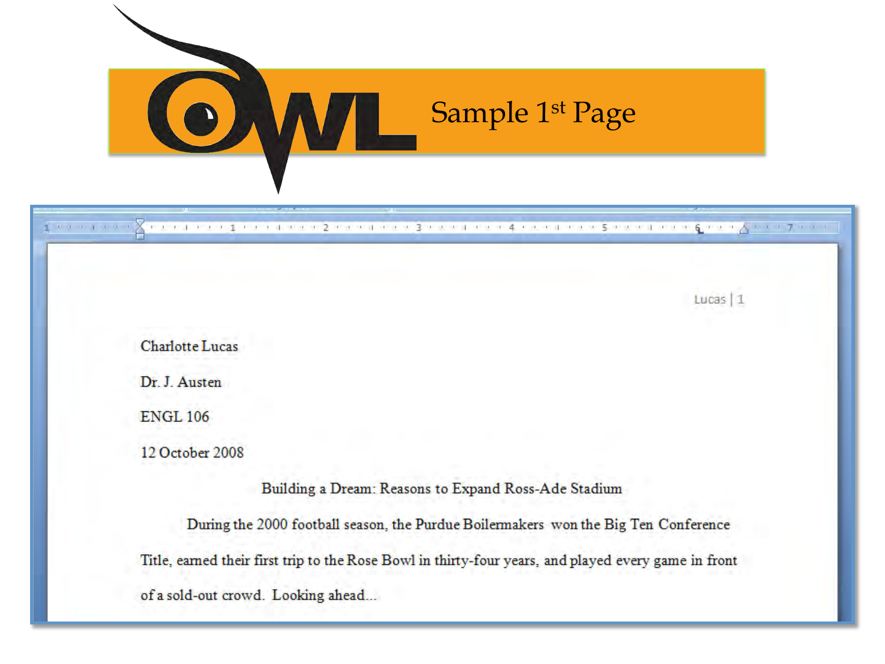# Sample 1st Page

Lucas | 1

Charlotte Lucas

Dr. J. Austen

ENGL 106

12 October 2008

Building a Dream: Reasons to Expand Ross-Ade Stadium

During the 2000 football season, the Purdue Boilermakers won the Big Ten Conference Title, earned their first trip to the Rose Bowl in thirty-four years, and played every game in front of a sold-out crowd. Looking ahead...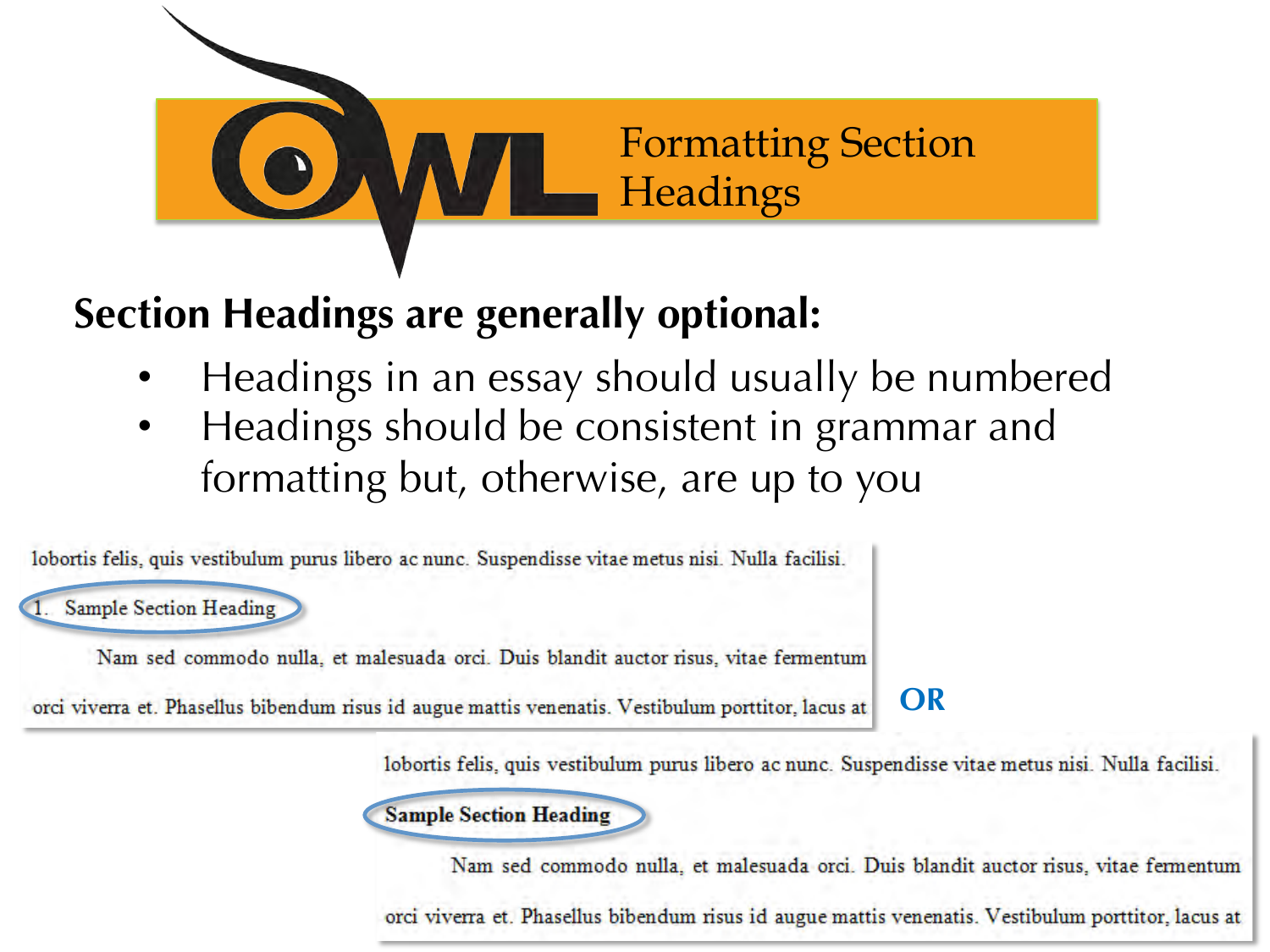# Formatting Section Headings

**Section Headings are generally optional:**

- Headings in an essay should usually be numbered
- Headings should be consistent in grammar and formatting but, otherwise, are up to you

lobortis felis, quis vestibulum purus libero ac nunc. Suspendisse vitae metus nisi. Nulla facilisi.

1. Sample Section Heading

Nam sed commodo nulla, et malesuada orci. Duis blandit auctor risus, vitae fermentum orci viverra et. Phasellus bibendum risus id augue mattis venenatis. Vestibulum porttitor, lacus at

**OR**

lobortis felis, quis vestibulum purus libero ac nunc. Suspendisse vitae metus nisi. Nulla facilisi.

**Sample Section Heading**

Nam sed commodo nulla, et malesuada orci. Duis blandit auctor risus, vitae fermentum orci viverra et. Phasellus bibendum risus id augue mattis venenatis. Vestibulum porttitor, lacus at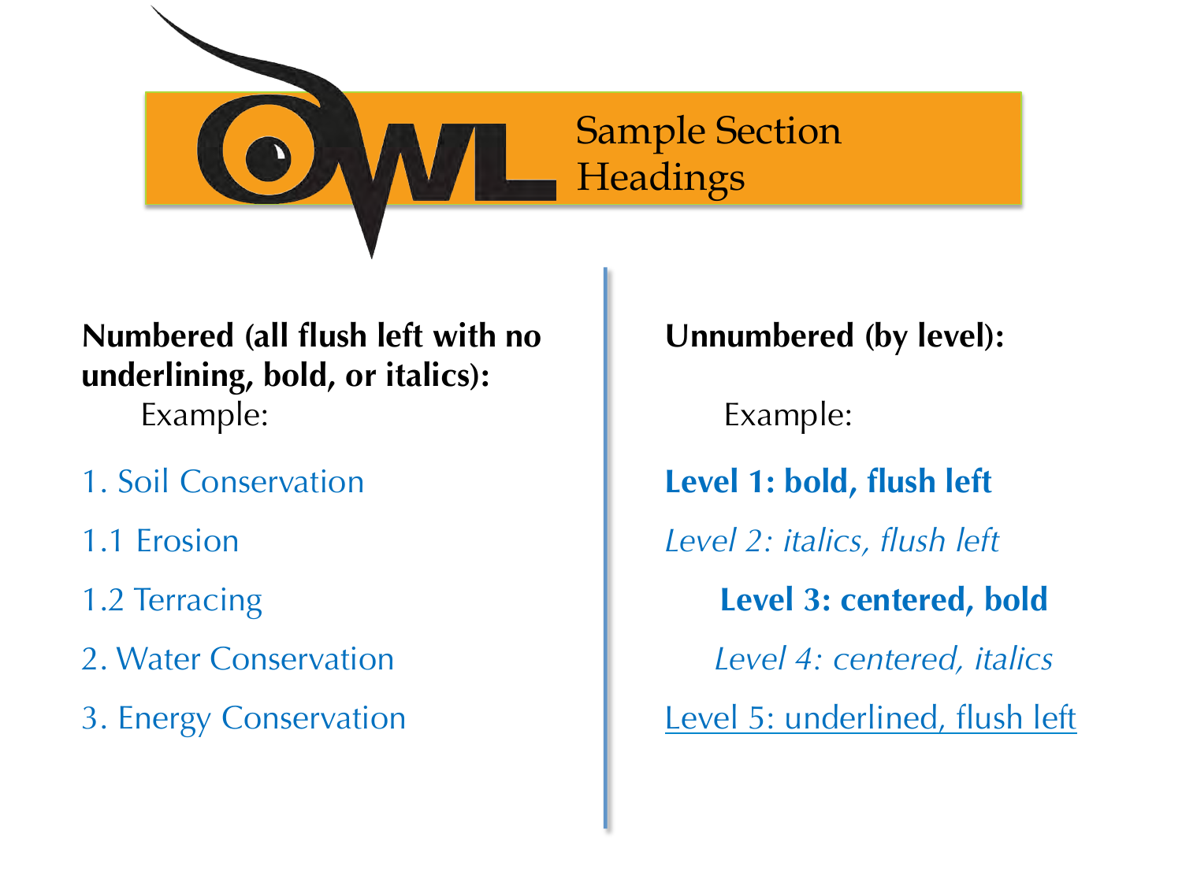# Sample Section Headings

**Numbered (all flush left with no underlining, bold, or italics):**

Example:

1. Soil Conservation

1.1 Erosion

1.2 Terracing

2. Water Conservation

3. Energy Conservation

**Unnumbered (by level):**

Example:

**Level 1: bold, flush left**

*Level 2: italics, flush left*

<center>**Level 3: centered, bold**</center>

<center>*Level 4: centered, italics*</center>

<u>Level 5: underlined, flush left</u>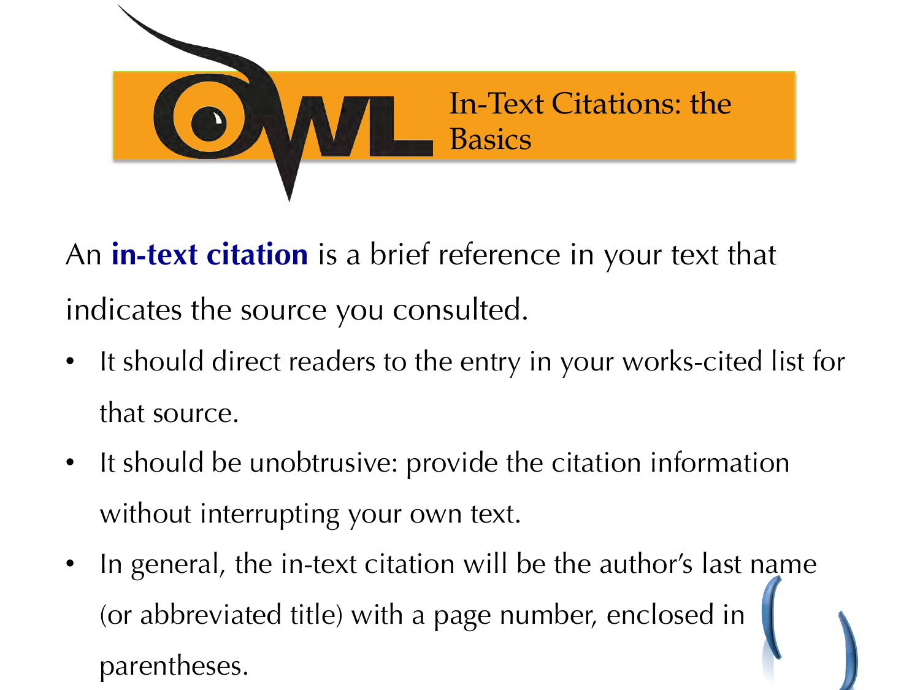# In-Text Citations: the Basics

An **in-text citation** is a brief reference in your text that indicates the source you consulted.

- It should direct readers to the entry in your works-cited list for that source.
- It should be unobtrusive: provide the citation information without interrupting your own text.
- In general, the in-text citation will be the author's last name (or abbreviated title) with a page number, enclosed in parentheses.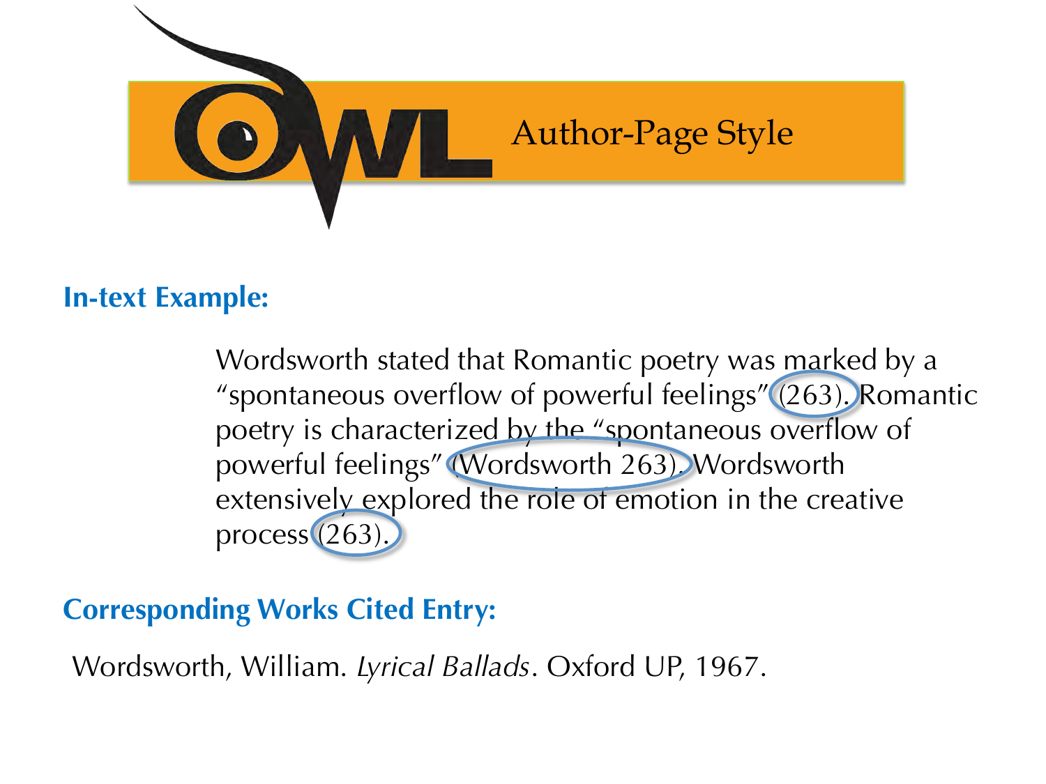# Author-Page Style

**In-text Example:**

Wordsworth stated that Romantic poetry was marked by a "spontaneous overflow of powerful feelings" (263). Romantic poetry is characterized by the "spontaneous overflow of powerful feelings" (Wordsworth 263). Wordsworth extensively explored the role of emotion in the creative process (263).

**Corresponding Works Cited Entry:**

Wordsworth, William. *Lyrical Ballads*. Oxford UP, 1967.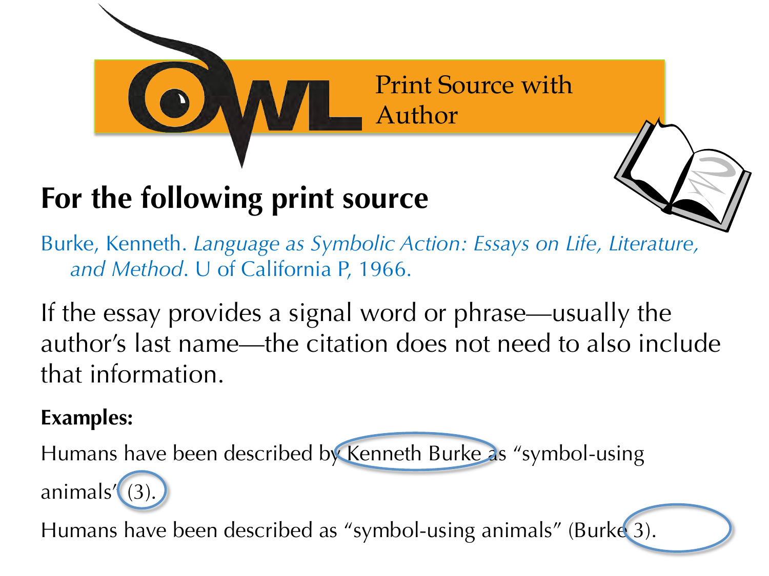# Print Source with Author

## For the following print source

Burke, Kenneth. *Language as Symbolic Action: Essays on Life, Literature, and Method*. U of California P, 1966.

If the essay provides a signal word or phrase—usually the author's last name—the citation does not need to also include that information.

**Examples:**

Humans have been described by Kenneth Burke as "symbol-using animals" (3).

Humans have been described as "symbol-using animals" (Burke 3).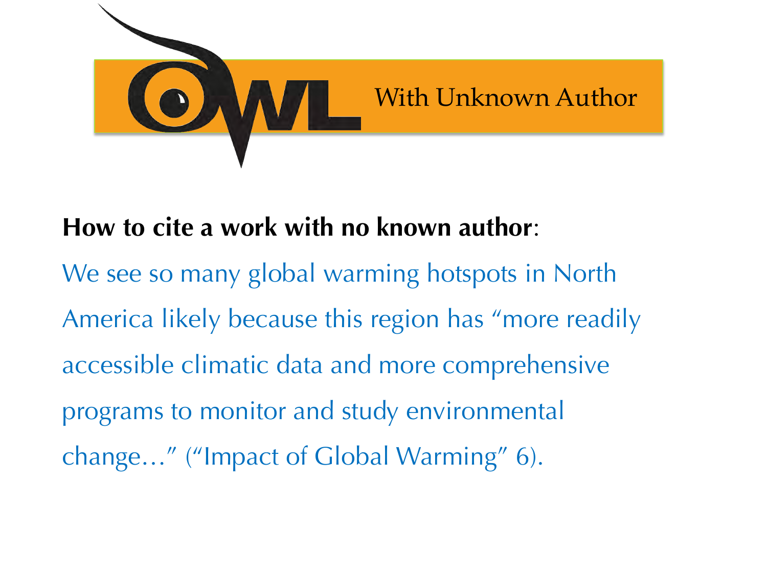## With Unknown Author

**How to cite a work with no known author**:

We see so many global warming hotspots in North America likely because this region has "more readily accessible climatic data and more comprehensive programs to monitor and study environmental change…" ("Impact of Global Warming" 6).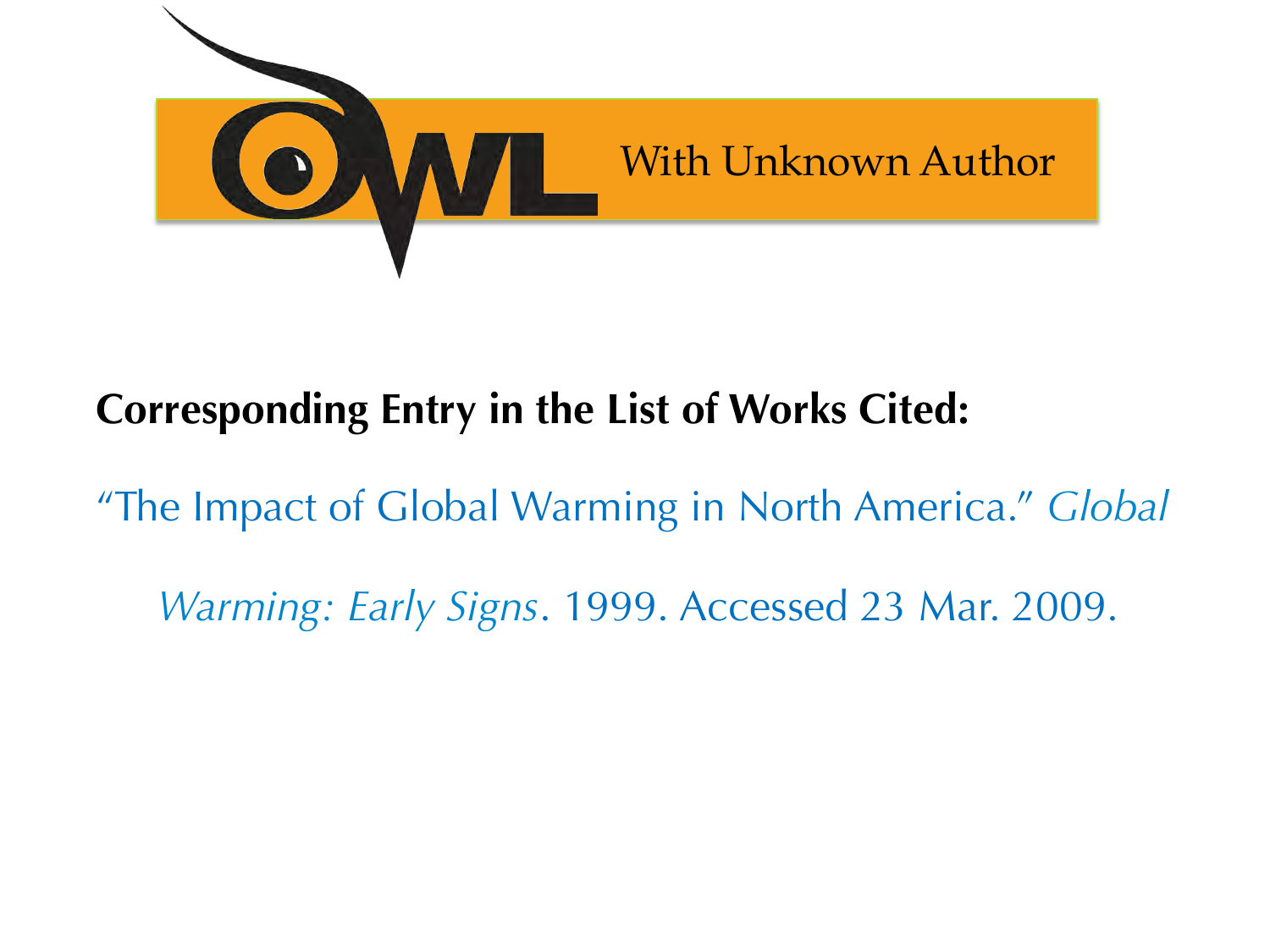# With Unknown Author

**Corresponding Entry in the List of Works Cited:**

"The Impact of Global Warming in North America." *Global Warming: Early Signs*. 1999. Accessed 23 Mar. 2009.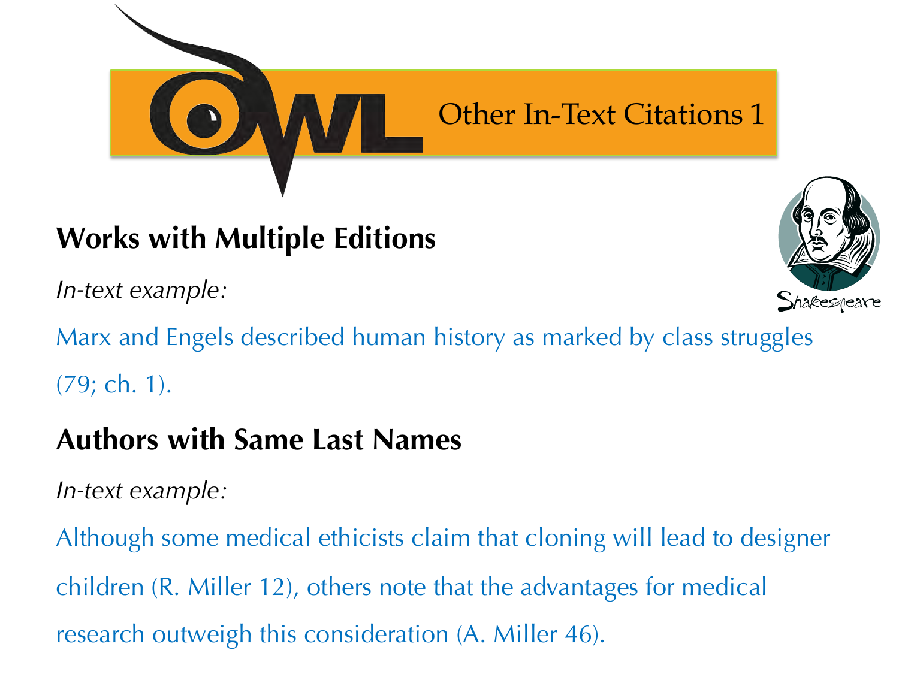# Other In-Text Citations 1

## Works with Multiple Editions

*In-text example:*

Marx and Engels described human history as marked by class struggles (79; ch. 1).

## Authors with Same Last Names

*In-text example:*

Although some medical ethicists claim that cloning will lead to designer children (R. Miller 12), others note that the advantages for medical research outweigh this consideration (A. Miller 46).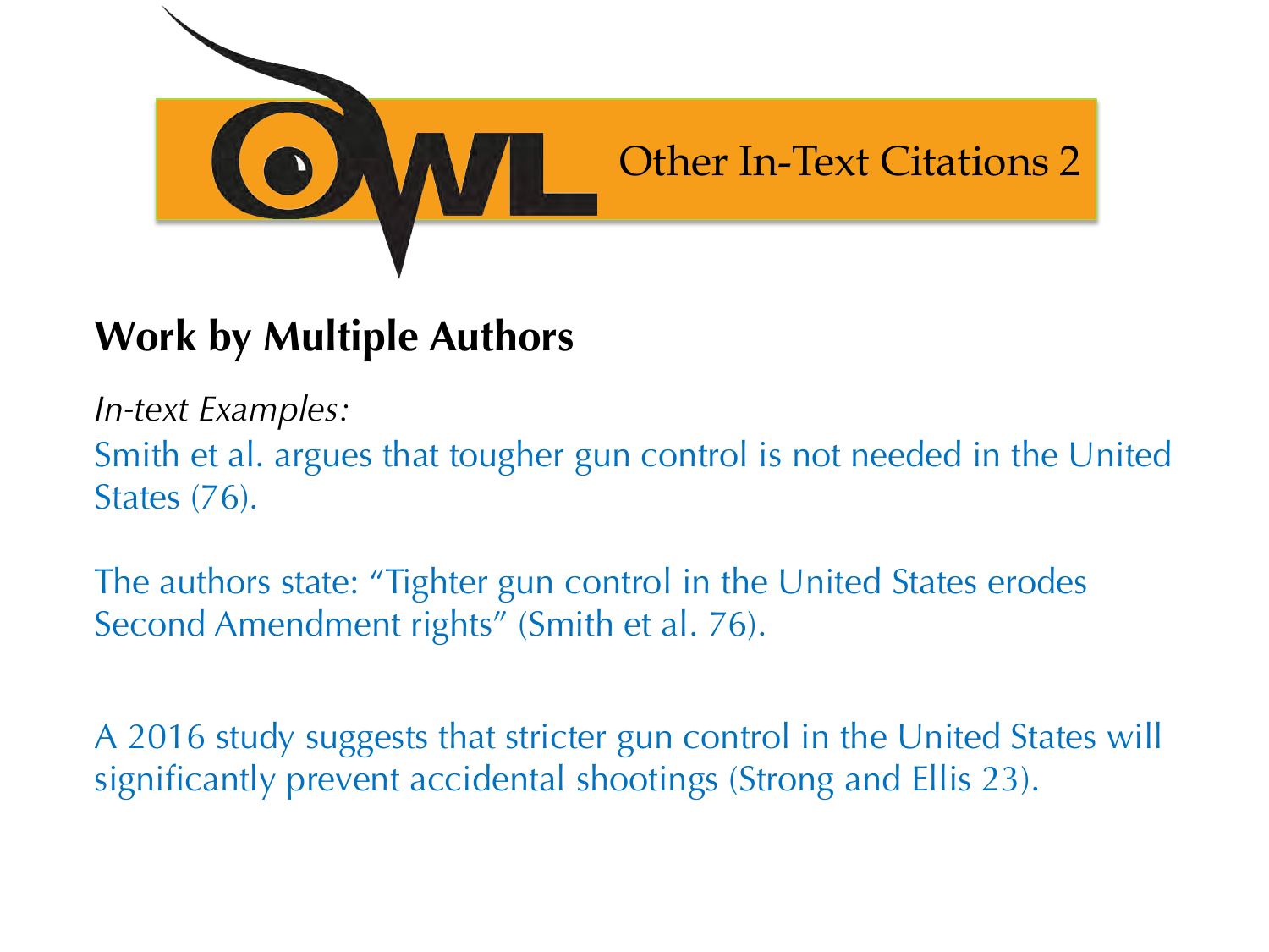# Other In-Text Citations 2

## Work by Multiple Authors

*In-text Examples:*

Smith et al. argues that tougher gun control is not needed in the United States (76).

The authors state: "Tighter gun control in the United States erodes Second Amendment rights" (Smith et al. 76).

A 2016 study suggests that stricter gun control in the United States will significantly prevent accidental shootings (Strong and Ellis 23).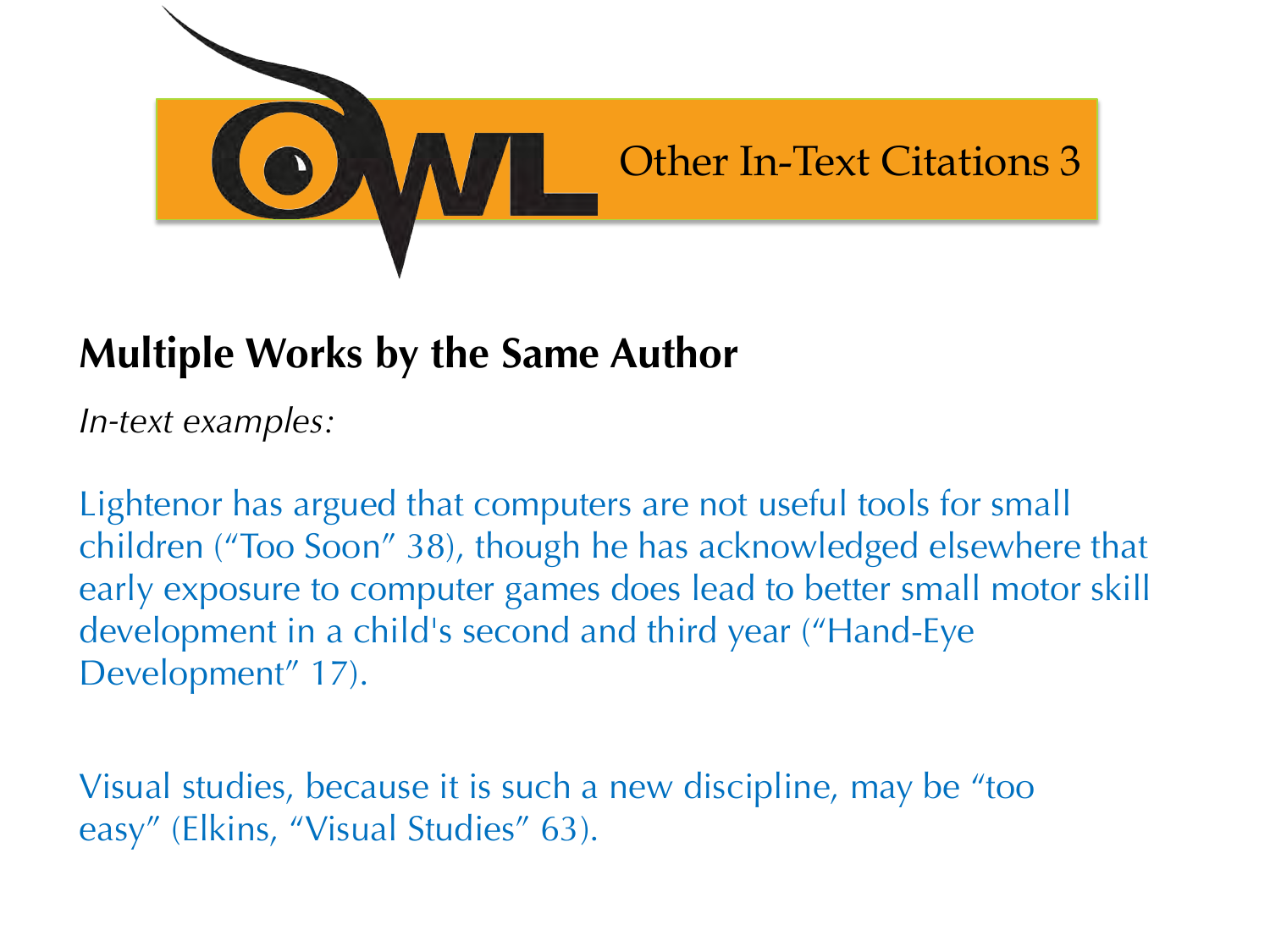# Other In-Text Citations 3

## Multiple Works by the Same Author

*In-text examples:*

Lightenor has argued that computers are not useful tools for small children (“Too Soon” 38), though he has acknowledged elsewhere that early exposure to computer games does lead to better small motor skill development in a child's second and third year (“Hand-Eye Development” 17).

Visual studies, because it is such a new discipline, may be “too easy” (Elkins, “Visual Studies” 63).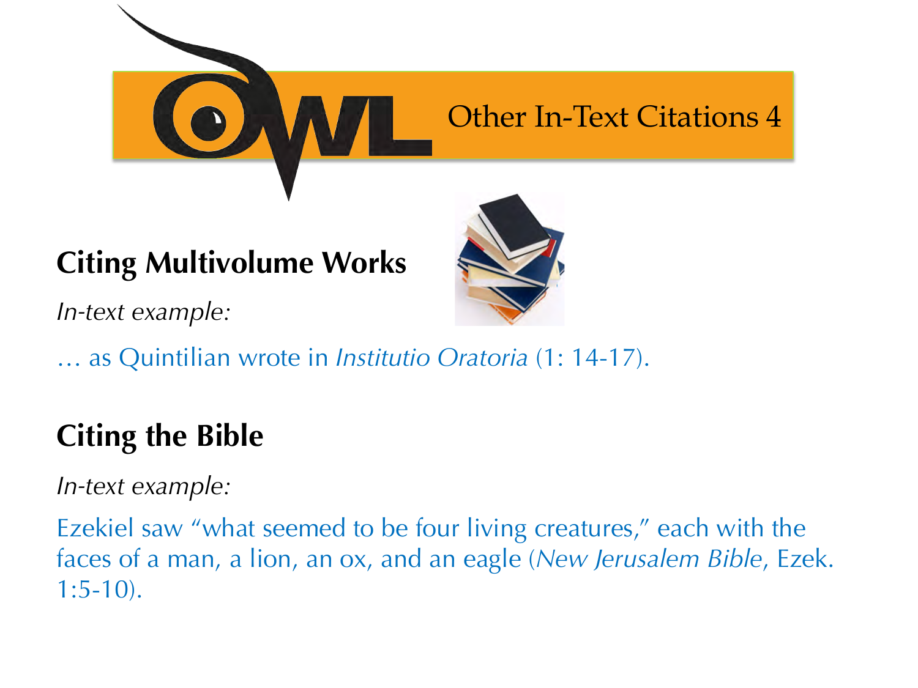# Other In-Text Citations 4

## Citing Multivolume Works

*In-text example:*

… as Quintilian wrote in *Institutio Oratoria* (1: 14-17).

## Citing the Bible

*In-text example:*

Ezekiel saw "what seemed to be four living creatures," each with the faces of a man, a lion, an ox, and an eagle (*New Jerusalem Bible*, Ezek. 1:5-10).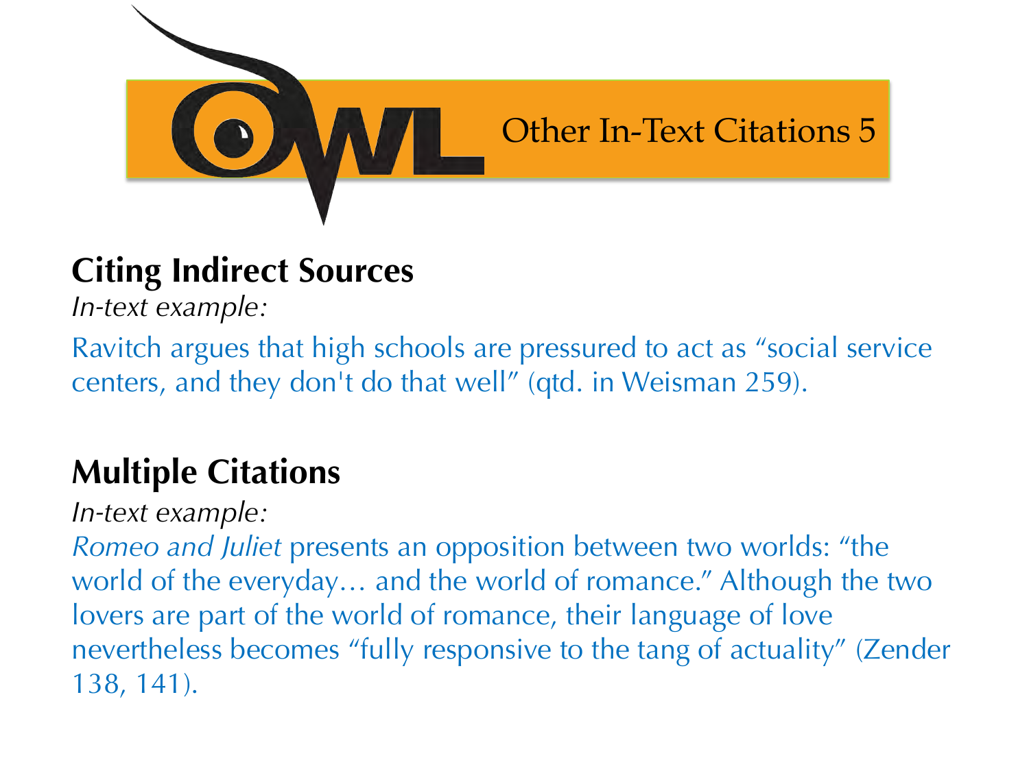# Other In-Text Citations 5

## Citing Indirect Sources

*In-text example:*

Ravitch argues that high schools are pressured to act as "social service centers, and they don't do that well" (qtd. in Weisman 259).

## Multiple Citations

*In-text example:*

*Romeo and Juliet* presents an opposition between two worlds: "the world of the everyday… and the world of romance." Although the two lovers are part of the world of romance, their language of love nevertheless becomes "fully responsive to the tang of actuality" (Zender 138, 141).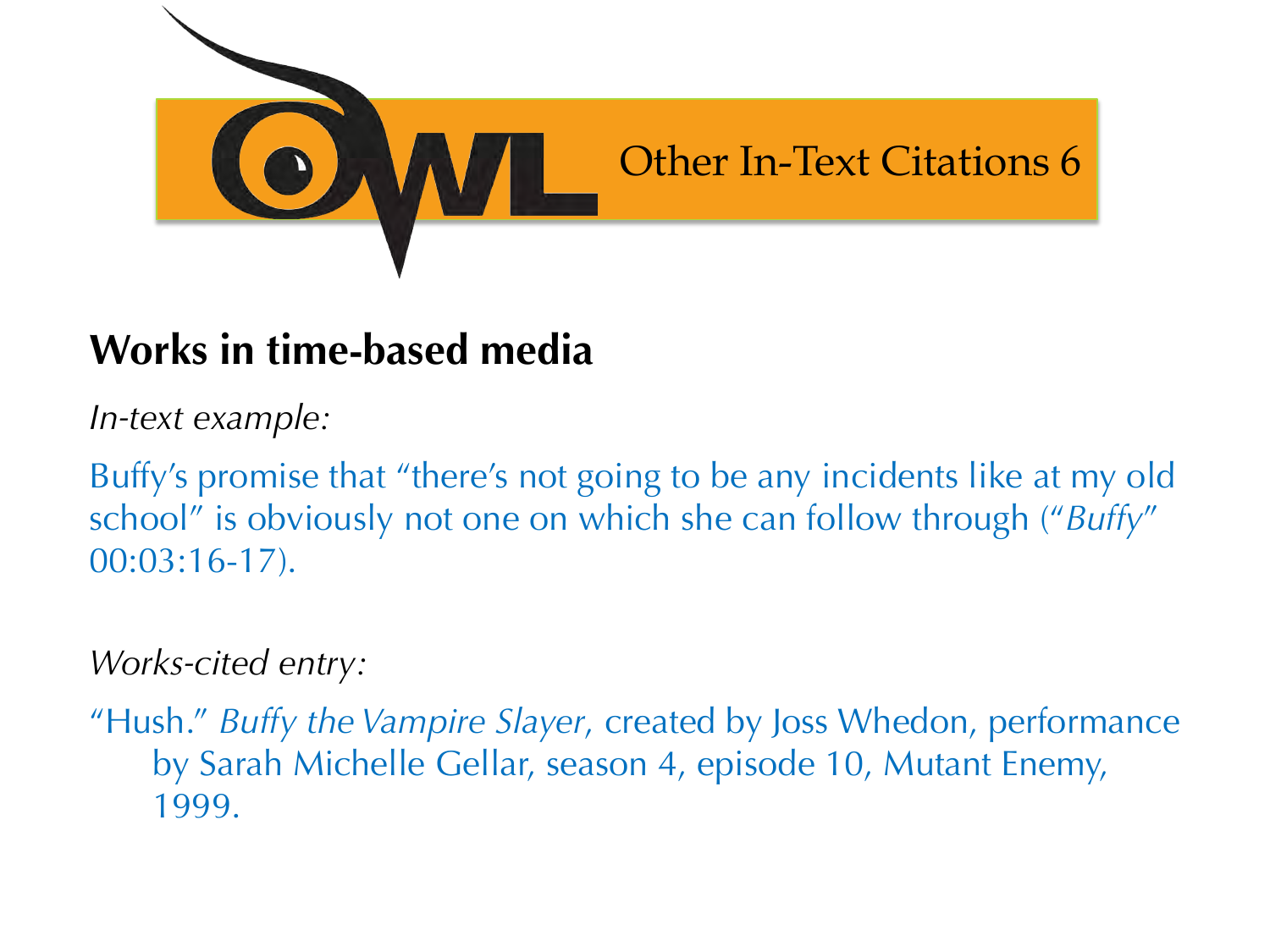# Other In-Text Citations 6

## Works in time-based media

*In-text example:*

Buffy's promise that "there's not going to be any incidents like at my old school" is obviously not one on which she can follow through ("*Buffy*" 00:03:16-17).

*Works-cited entry:*

"Hush." *Buffy the Vampire Slayer*, created by Joss Whedon, performance by Sarah Michelle Gellar, season 4, episode 10, Mutant Enemy, 1999.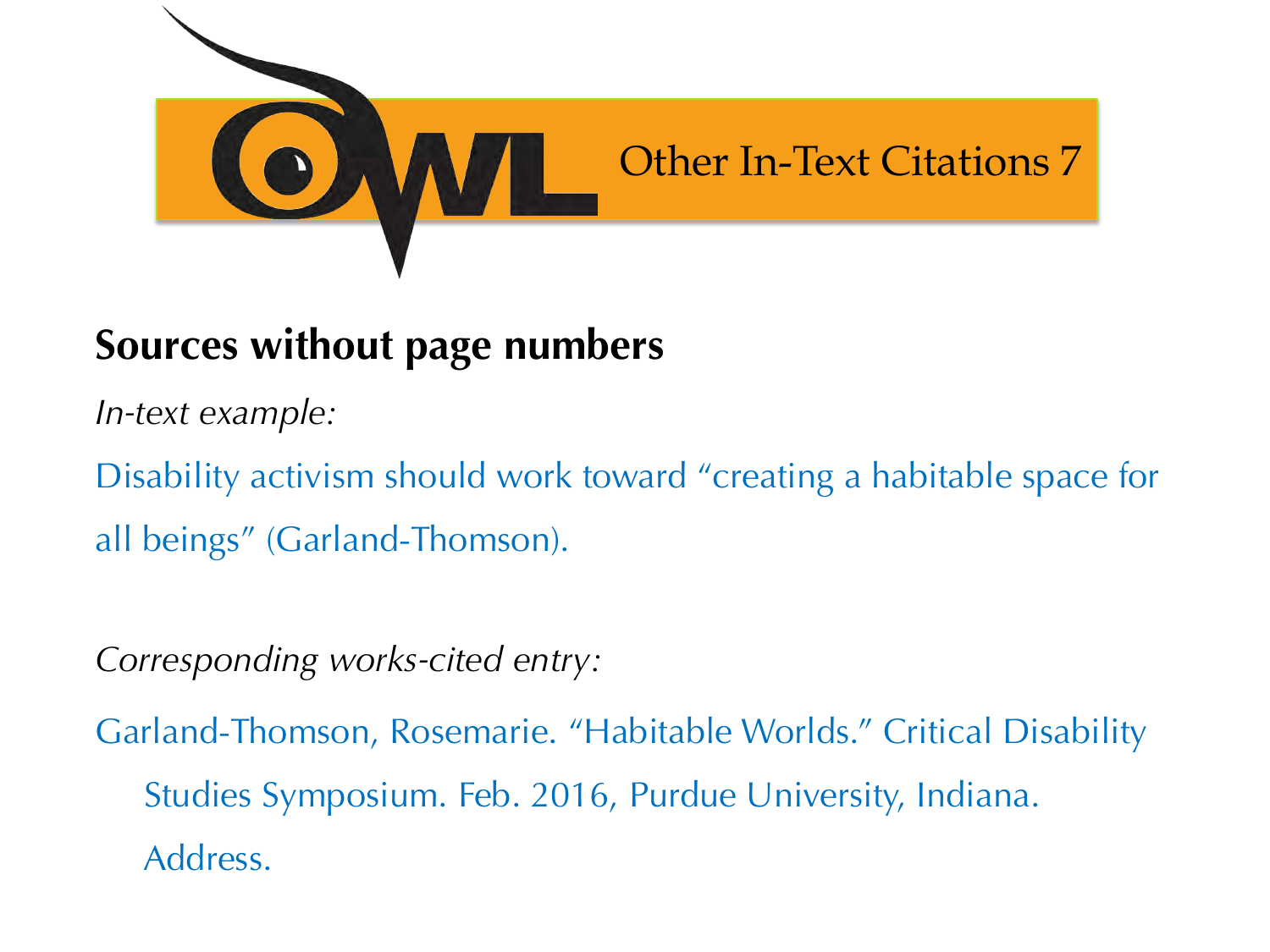# Other In-Text Citations 7

## Sources without page numbers

*In-text example:*

Disability activism should work toward “creating a habitable space for all beings” (Garland-Thomson).

*Corresponding works-cited entry:*

Garland-Thomson, Rosemarie. “Habitable Worlds.” Critical Disability Studies Symposium. Feb. 2016, Purdue University, Indiana. Address.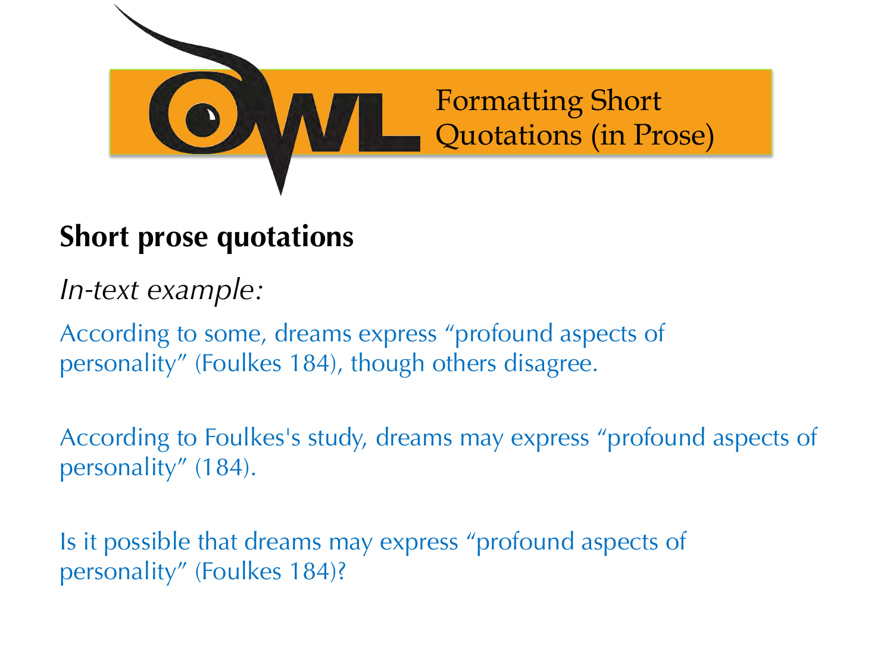# Formatting Short Quotations (in Prose)

## Short prose quotations

*In-text example:*

According to some, dreams express "profound aspects of personality" (Foulkes 184), though others disagree.

According to Foulkes's study, dreams may express "profound aspects of personality" (184).

Is it possible that dreams may express "profound aspects of personality" (Foulkes 184)?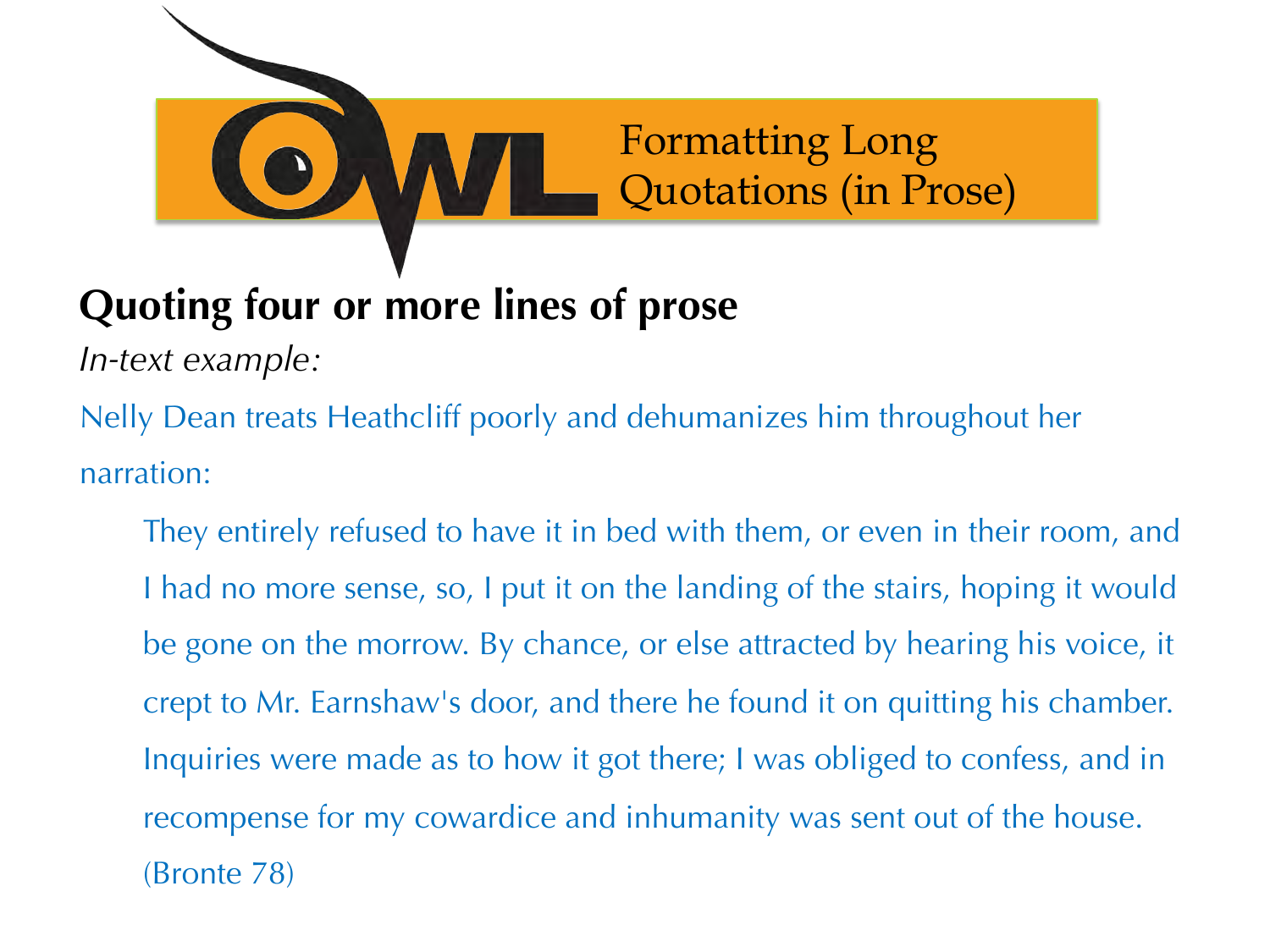# Formatting Long Quotations (in Prose)

## Quoting four or more lines of prose

*In-text example:*

Nelly Dean treats Heathcliff poorly and dehumanizes him throughout her narration:

> They entirely refused to have it in bed with them, or even in their room, and I had no more sense, so, I put it on the landing of the stairs, hoping it would be gone on the morrow. By chance, or else attracted by hearing his voice, it crept to Mr. Earnshaw's door, and there he found it on quitting his chamber. Inquiries were made as to how it got there; I was obliged to confess, and in recompense for my cowardice and inhumanity was sent out of the house. (Bronte 78)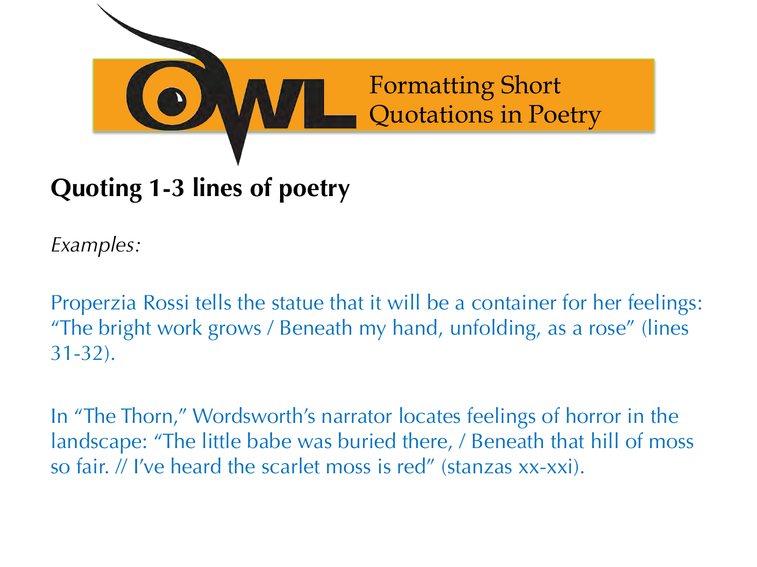# Formatting Short Quotations in Poetry

## Quoting 1-3 lines of poetry

*Examples:*

Properzia Rossi tells the statue that it will be a container for her feelings: "The bright work grows / Beneath my hand, unfolding, as a rose" (lines 31-32).

In "The Thorn," Wordsworth's narrator locates feelings of horror in the landscape: "The little babe was buried there, / Beneath that hill of moss so fair. // I've heard the scarlet moss is red" (stanzas xx-xxi).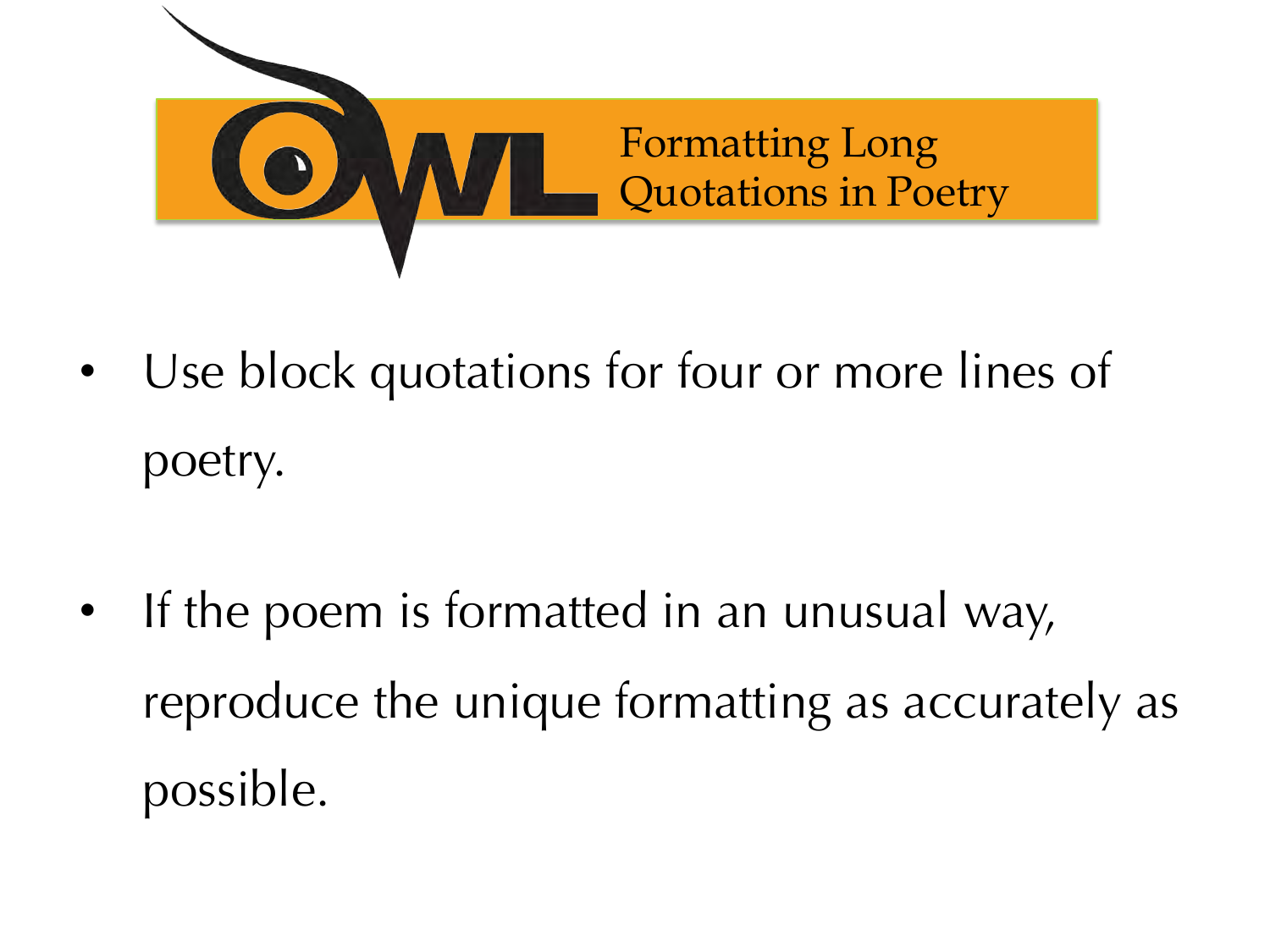# Formatting Long Quotations in Poetry

- Use block quotations for four or more lines of poetry.
- If the poem is formatted in an unusual way, reproduce the unique formatting as accurately as possible.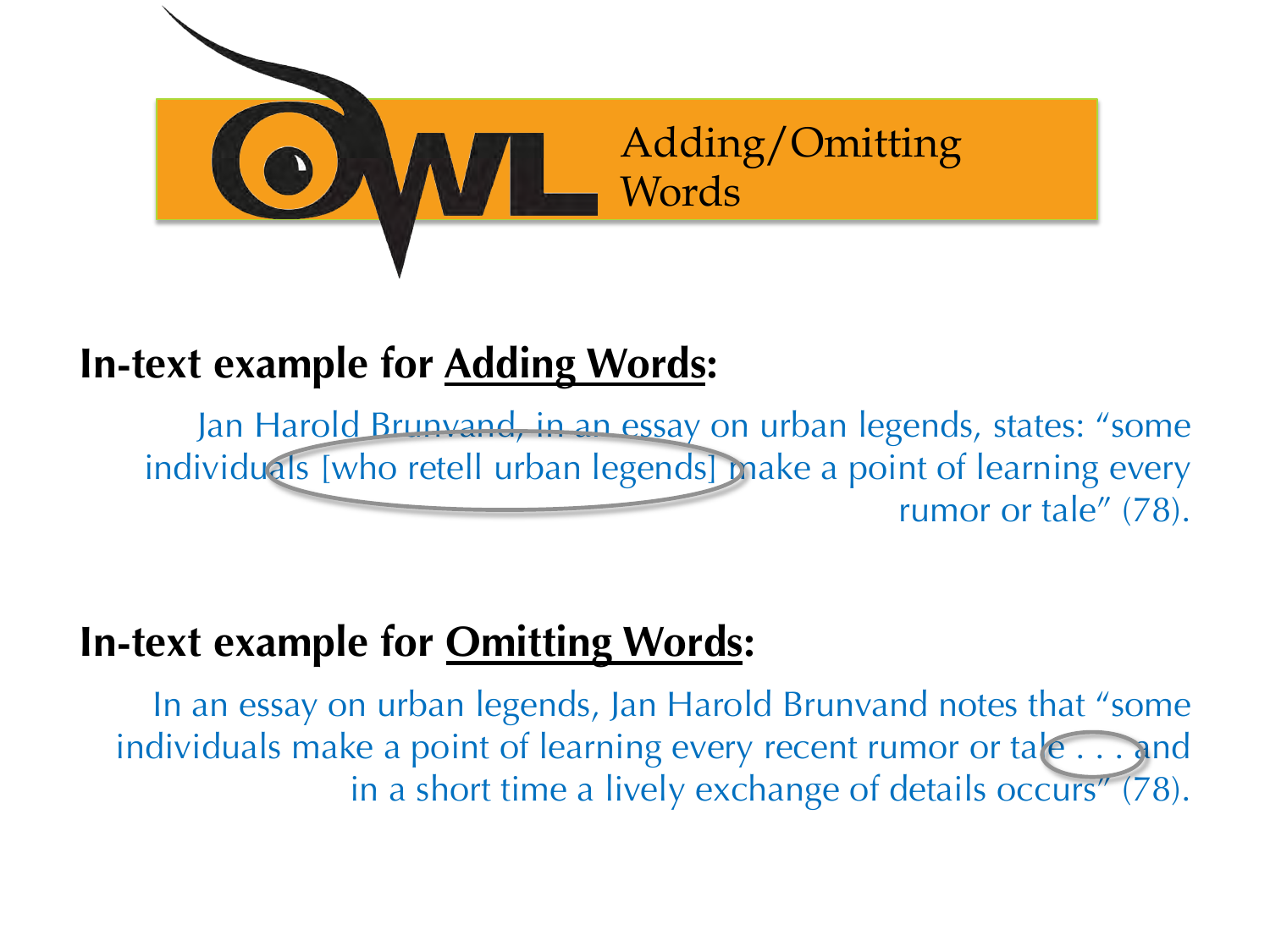# Adding/Omitting Words

**In-text example for Adding Words:**

Jan Harold Brunvand, in an essay on urban legends, states: "some individuals [who retell urban legends] make a point of learning every rumor or tale" (78).

**In-text example for Omitting Words:**

In an essay on urban legends, Jan Harold Brunvand notes that "some individuals make a point of learning every recent rumor or tale . . . and in a short time a lively exchange of details occurs" (78).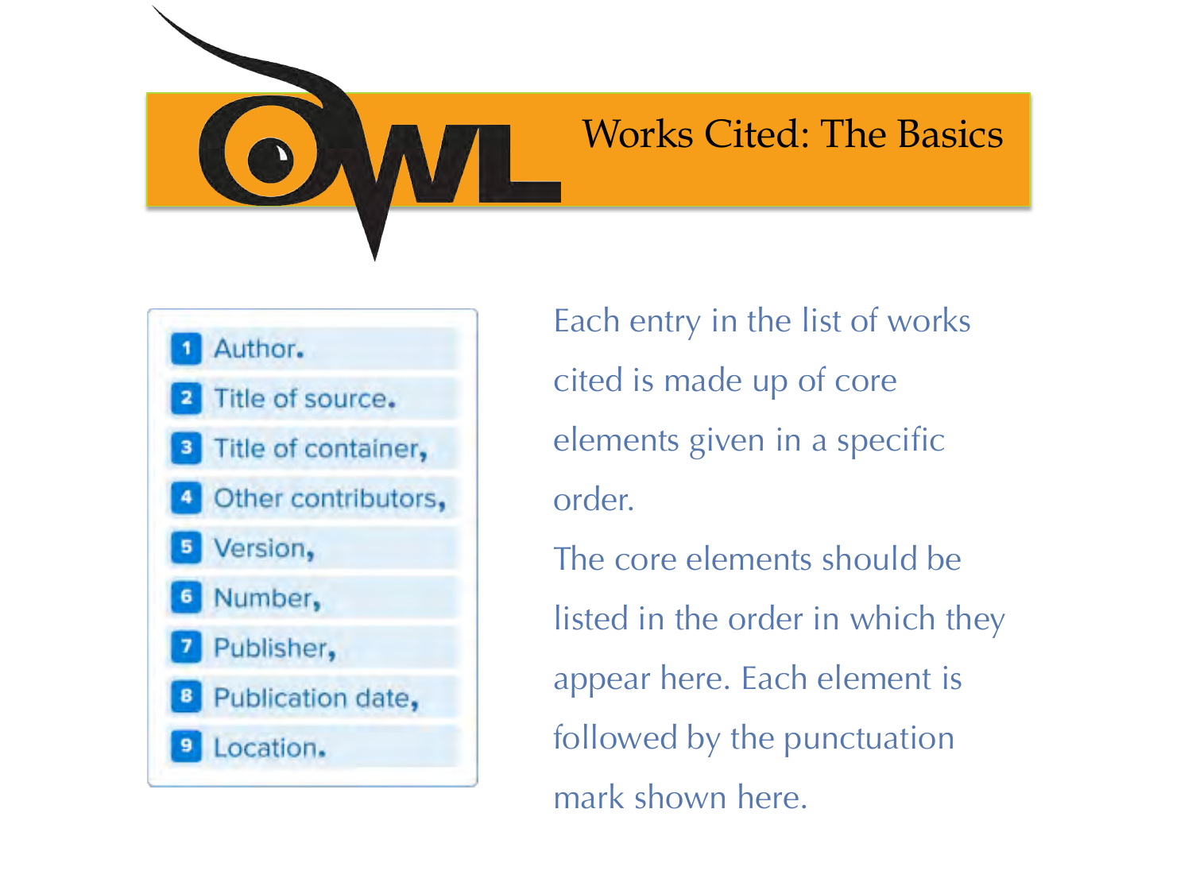# Works Cited: The Basics

1. Author.
2. Title of source.
3. Title of container,
4. Other contributors,
5. Version,
6. Number,
7. Publisher,
8. Publication date,
9. Location.

Each entry in the list of works cited is made up of core elements given in a specific order.

The core elements should be listed in the order in which they appear here. Each element is followed by the punctuation mark shown here.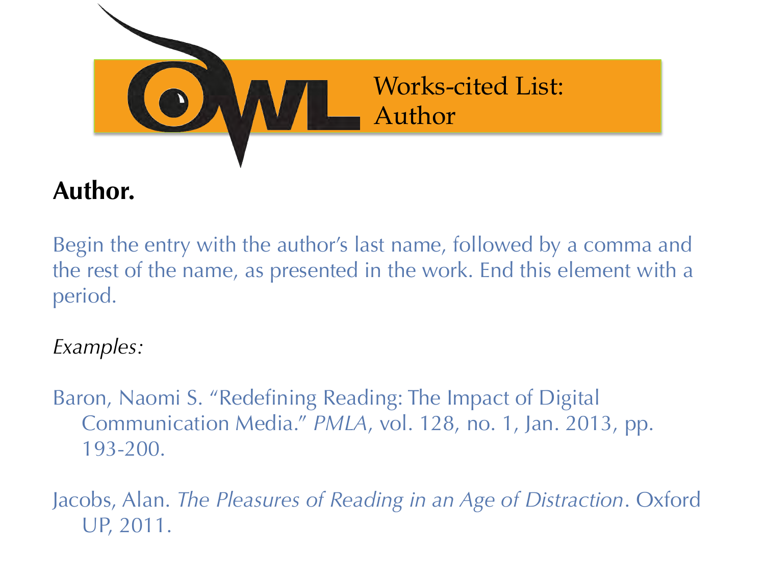# Works-cited List: Author

**Author.**

Begin the entry with the author's last name, followed by a comma and the rest of the name, as presented in the work. End this element with a period.

*Examples:*

Baron, Naomi S. "Redefining Reading: The Impact of Digital Communication Media." *PMLA*, vol. 128, no. 1, Jan. 2013, pp. 193-200.

Jacobs, Alan. *The Pleasures of Reading in an Age of Distraction*. Oxford UP, 2011.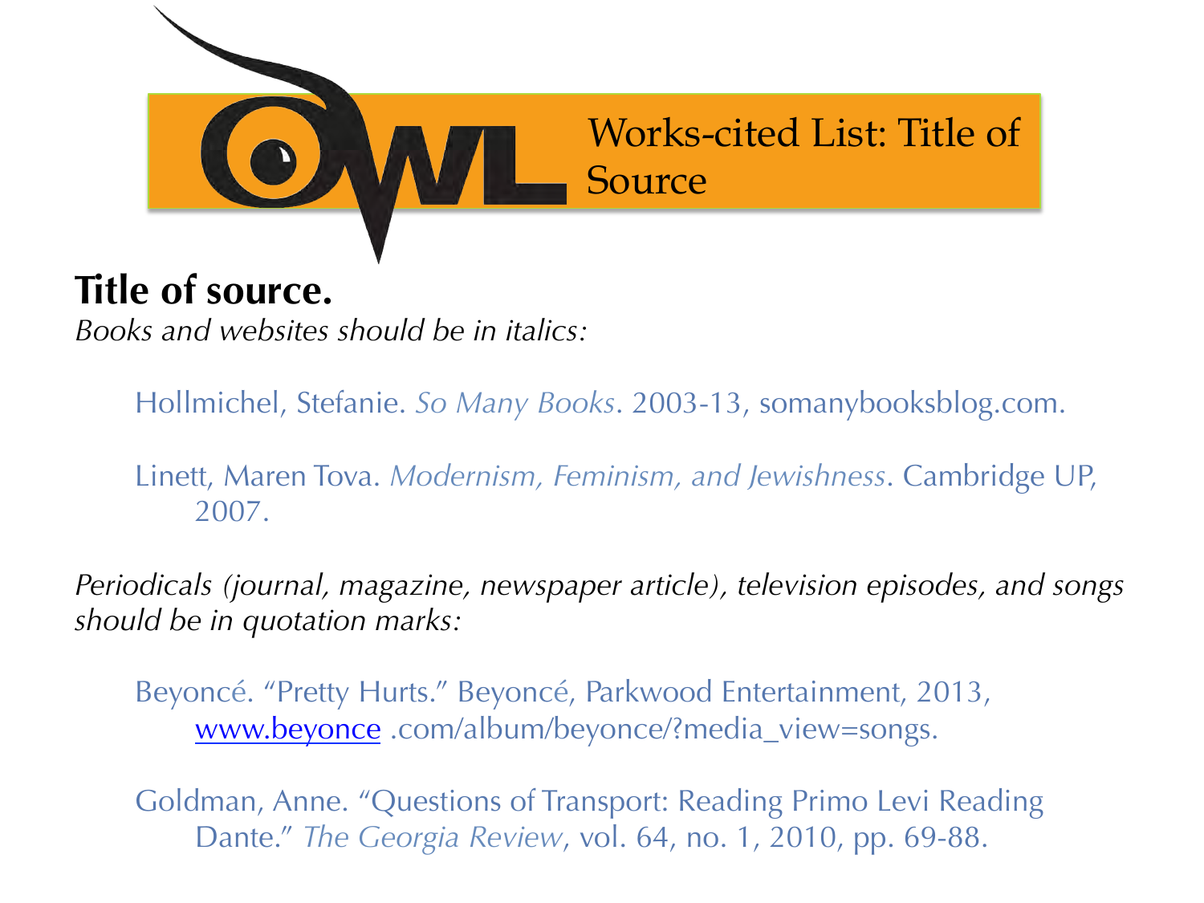# Works-cited List: Title of Source

**Title of source.**

*Books and websites should be in italics:*

Hollmichel, Stefanie. *So Many Books*. 2003-13, somanybooksblog.com.

Linett, Maren Tova. *Modernism, Feminism, and Jewishness*. Cambridge UP, 2007.

*Periodicals (journal, magazine, newspaper article), television episodes, and songs should be in quotation marks:*

Beyoncé. "Pretty Hurts." Beyoncé, Parkwood Entertainment, 2013, www.beyonce .com/album/beyonce/?media_view=songs.

Goldman, Anne. "Questions of Transport: Reading Primo Levi Reading Dante." *The Georgia Review*, vol. 64, no. 1, 2010, pp. 69-88.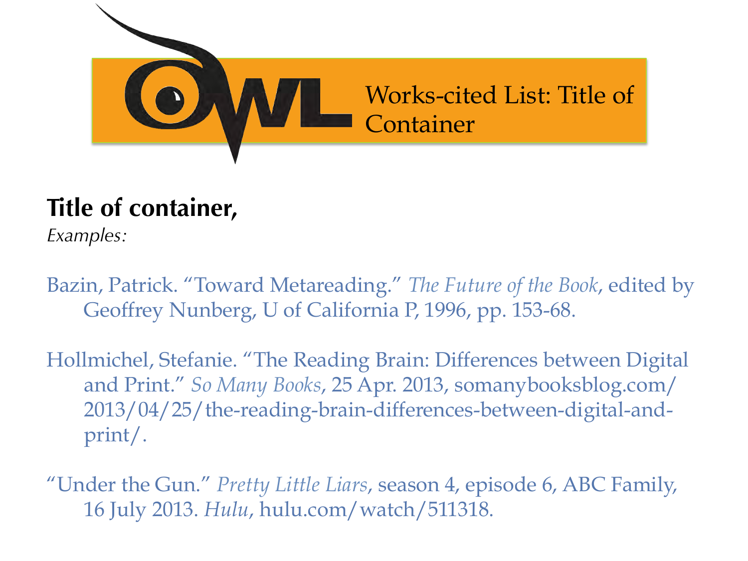# Works-cited List: Title of Container

## Title of container,

*Examples:*

Bazin, Patrick. "Toward Metareading." *The Future of the Book*, edited by Geoffrey Nunberg, U of California P, 1996, pp. 153-68.

Hollmichel, Stefanie. "The Reading Brain: Differences between Digital and Print." *So Many Books*, 25 Apr. 2013, somanybooksblog.com/2013/04/25/the-reading-brain-differences-between-digital-and-print/.

"Under the Gun." *Pretty Little Liars*, season 4, episode 6, ABC Family, 16 July 2013. *Hulu*, hulu.com/watch/511318.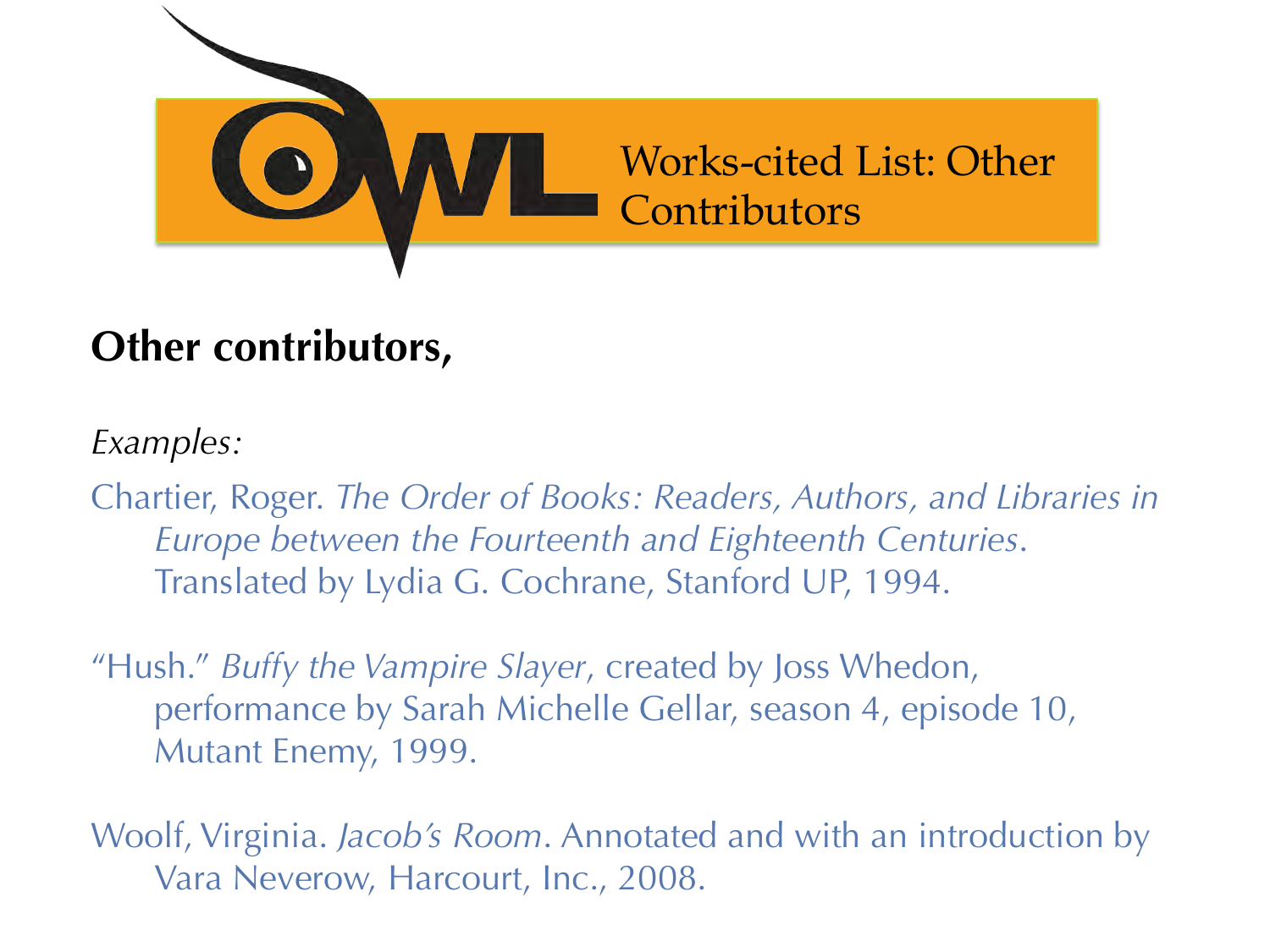# Works-cited List: Other Contributors

**Other contributors,**

*Examples:*

Chartier, Roger. *The Order of Books: Readers, Authors, and Libraries in Europe between the Fourteenth and Eighteenth Centuries*. Translated by Lydia G. Cochrane, Stanford UP, 1994.

"Hush." *Buffy the Vampire Slayer*, created by Joss Whedon, performance by Sarah Michelle Gellar, season 4, episode 10, Mutant Enemy, 1999.

Woolf, Virginia. *Jacob's Room*. Annotated and with an introduction by Vara Neverow, Harcourt, Inc., 2008.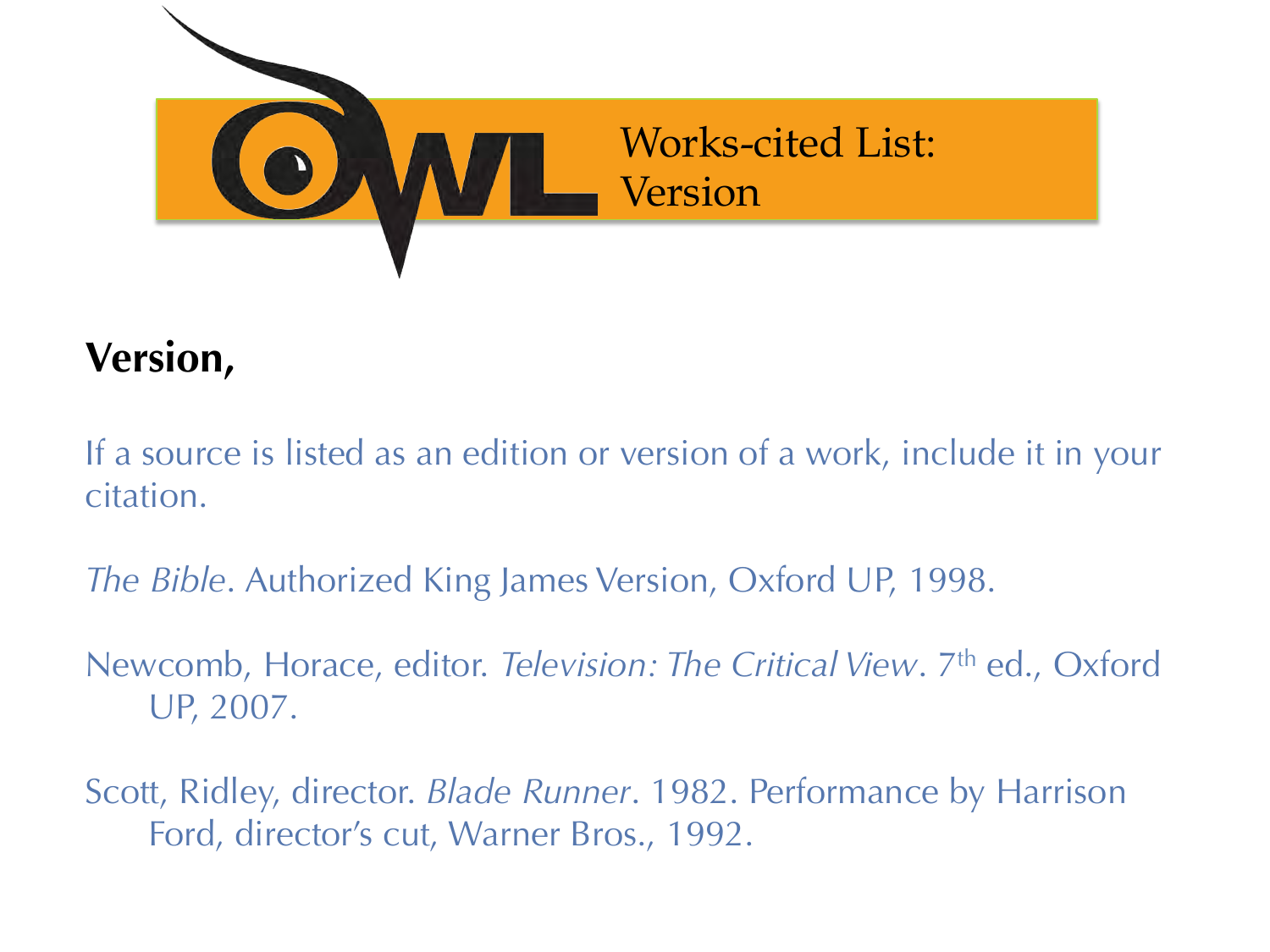# Works-cited List: Version

## Version,

If a source is listed as an edition or version of a work, include it in your citation.

*The Bible*. Authorized King James Version, Oxford UP, 1998.

Newcomb, Horace, editor. *Television: The Critical View*. 7th ed., Oxford UP, 2007.

Scott, Ridley, director. *Blade Runner*. 1982. Performance by Harrison Ford, director's cut, Warner Bros., 1992.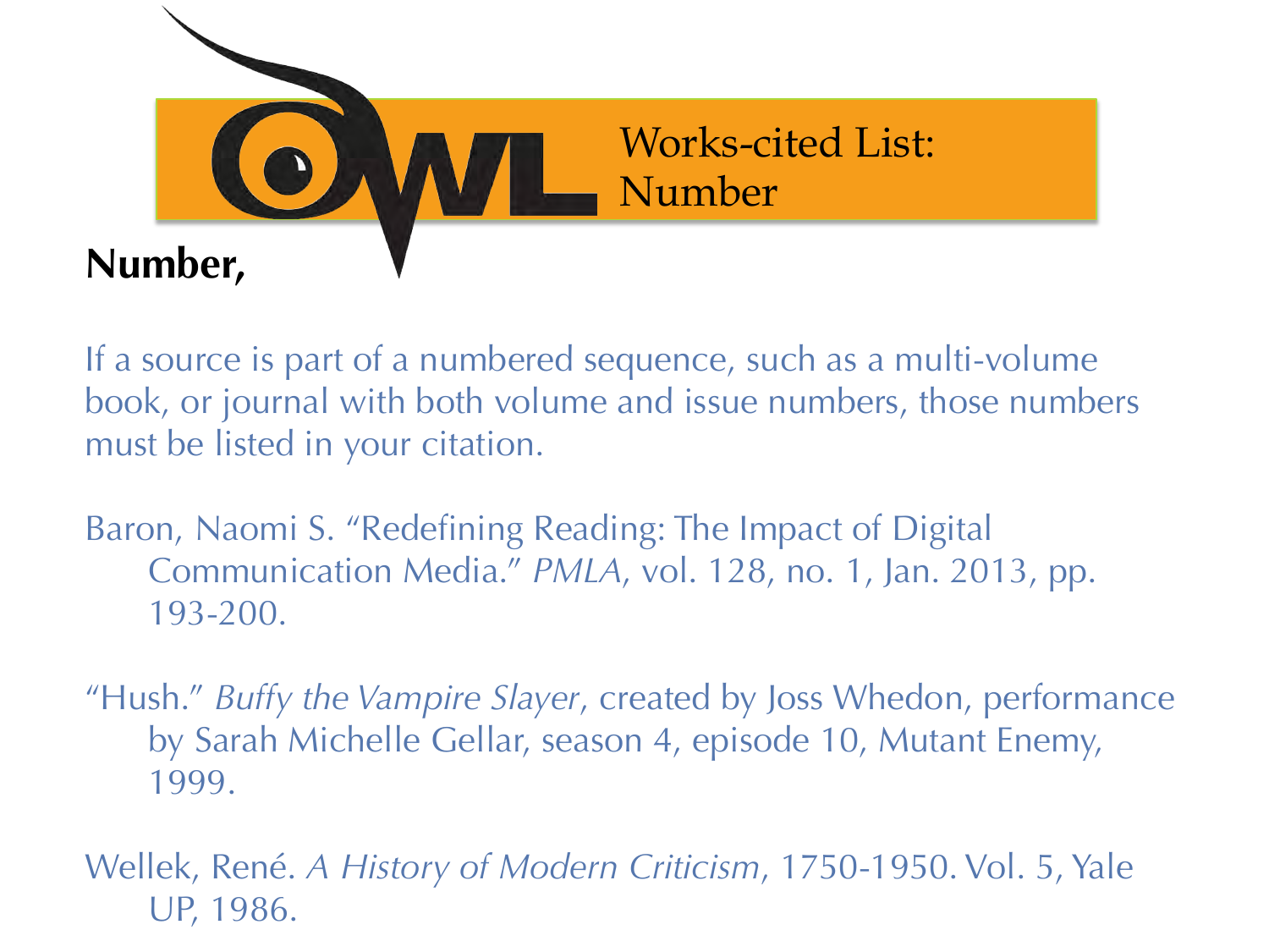# Works-cited List: Number

**Number,**

If a source is part of a numbered sequence, such as a multi-volume book, or journal with both volume and issue numbers, those numbers must be listed in your citation.

Baron, Naomi S. “Redefining Reading: The Impact of Digital Communication Media.” *PMLA*, vol. 128, no. 1, Jan. 2013, pp. 193-200.

“Hush.” *Buffy the Vampire Slayer*, created by Joss Whedon, performance by Sarah Michelle Gellar, season 4, episode 10, Mutant Enemy, 1999.

Wellek, René. *A History of Modern Criticism*, 1750-1950. Vol. 5, Yale UP, 1986.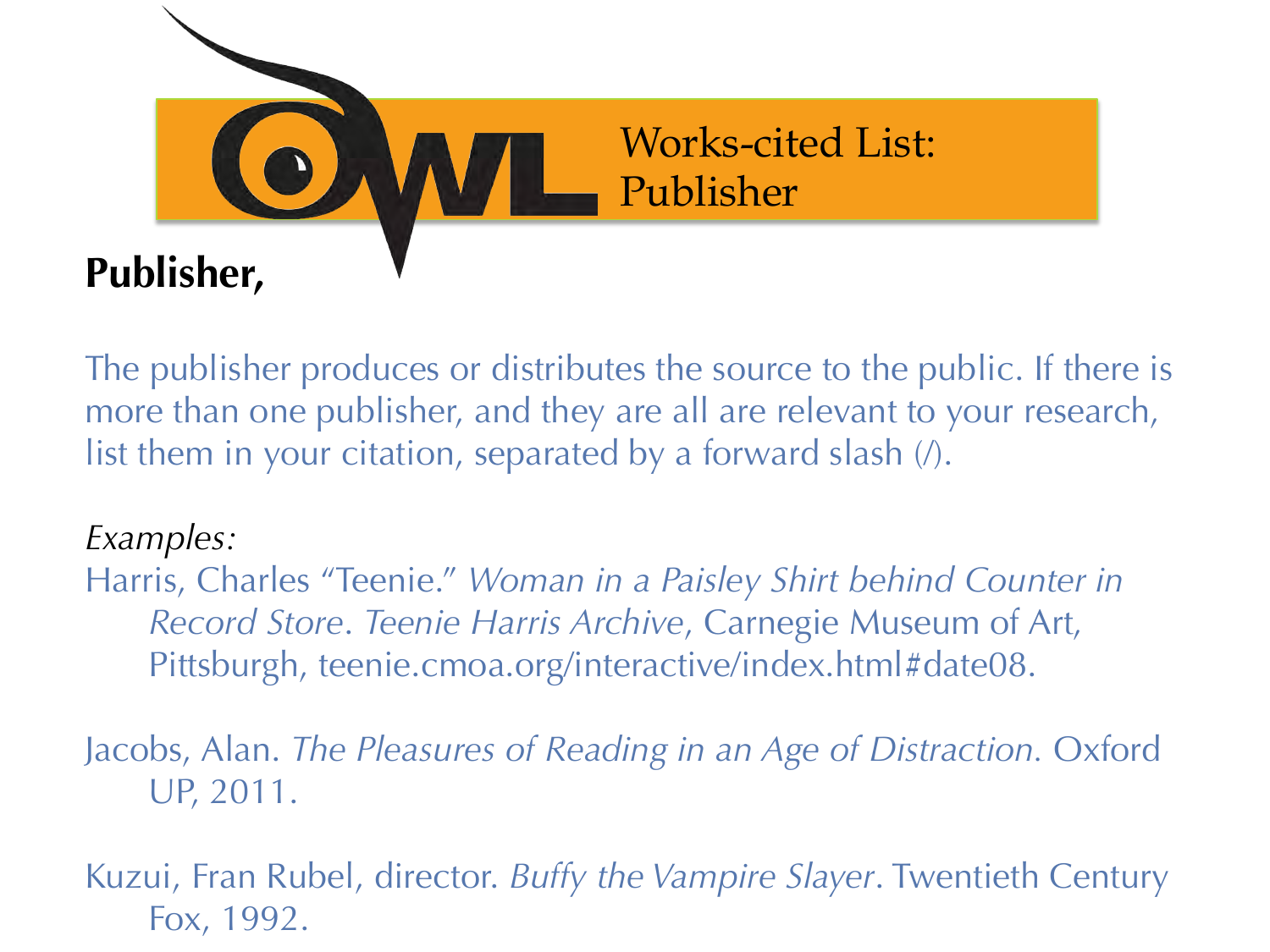# Works-cited List: Publisher

**Publisher,**

The publisher produces or distributes the source to the public. If there is more than one publisher, and they are all are relevant to your research, list them in your citation, separated by a forward slash (/).

*Examples:*

Harris, Charles "Teenie." *Woman in a Paisley Shirt behind Counter in Record Store*. *Teenie Harris Archive*, Carnegie Museum of Art, Pittsburgh, teenie.cmoa.org/interactive/index.html#date08.

Jacobs, Alan. *The Pleasures of Reading in an Age of Distraction*. Oxford UP, 2011.

Kuzui, Fran Rubel, director. *Buffy the Vampire Slayer*. Twentieth Century Fox, 1992.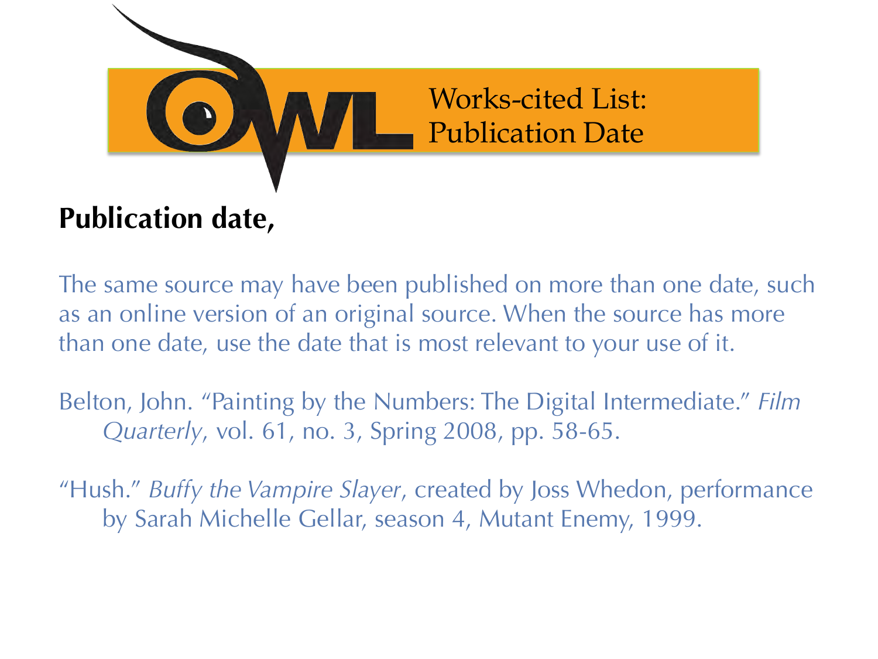# Works-cited List: Publication Date

## Publication date,

The same source may have been published on more than one date, such as an online version of an original source. When the source has more than one date, use the date that is most relevant to your use of it.

Belton, John. "Painting by the Numbers: The Digital Intermediate." *Film Quarterly*, vol. 61, no. 3, Spring 2008, pp. 58-65.

"Hush." *Buffy the Vampire Slayer*, created by Joss Whedon, performance by Sarah Michelle Gellar, season 4, Mutant Enemy, 1999.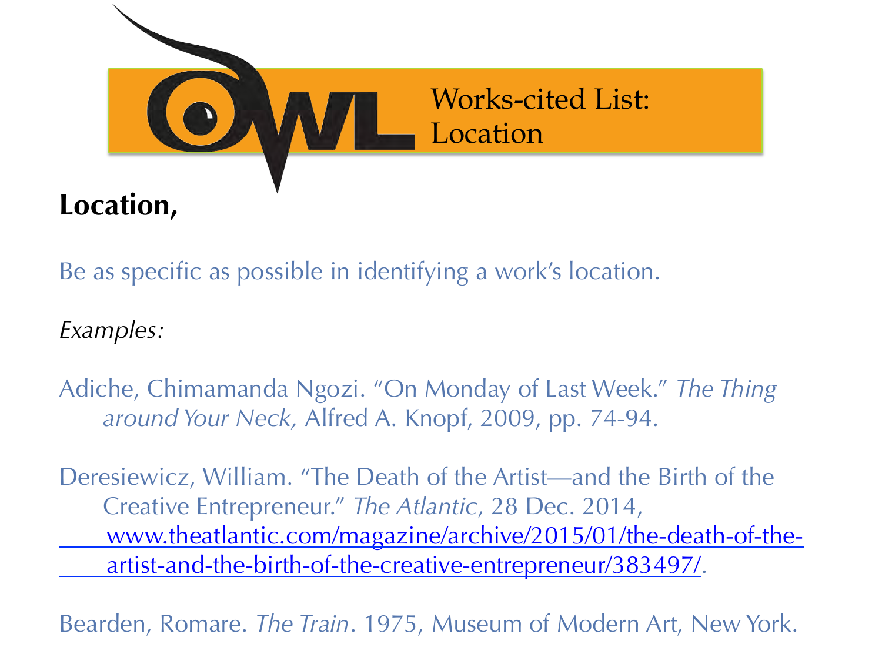# Works-cited List: Location

## Location,

Be as specific as possible in identifying a work's location.

*Examples:*

Adiche, Chimamanda Ngozi. "On Monday of Last Week." *The Thing around Your Neck,* Alfred A. Knopf, 2009, pp. 74-94.

Deresiewicz, William. "The Death of the Artist—and the Birth of the Creative Entrepreneur." *The Atlantic*, 28 Dec. 2014, www.theatlantic.com/magazine/archive/2015/01/the-death-of-the-artist-and-the-birth-of-the-creative-entrepreneur/383497/.

Bearden, Romare. *The Train*. 1975, Museum of Modern Art, New York.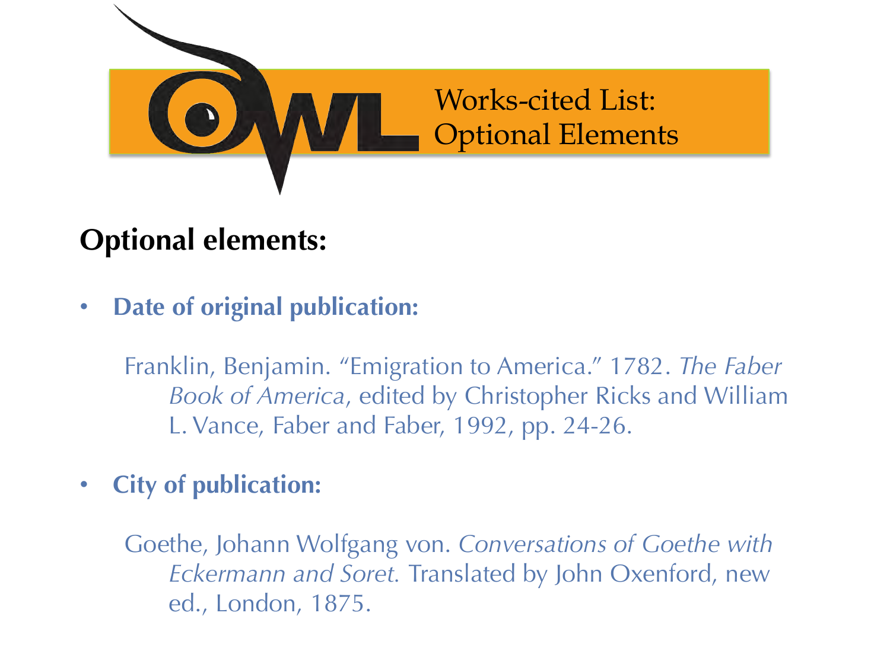# Works-cited List: Optional Elements

## Optional elements:

- **Date of original publication:**

  Franklin, Benjamin. "Emigration to America." 1782. *The Faber Book of America*, edited by Christopher Ricks and William L. Vance, Faber and Faber, 1992, pp. 24-26.

- **City of publication:**

  Goethe, Johann Wolfgang von. *Conversations of Goethe with Eckermann and Soret.* Translated by John Oxenford, new ed., London, 1875.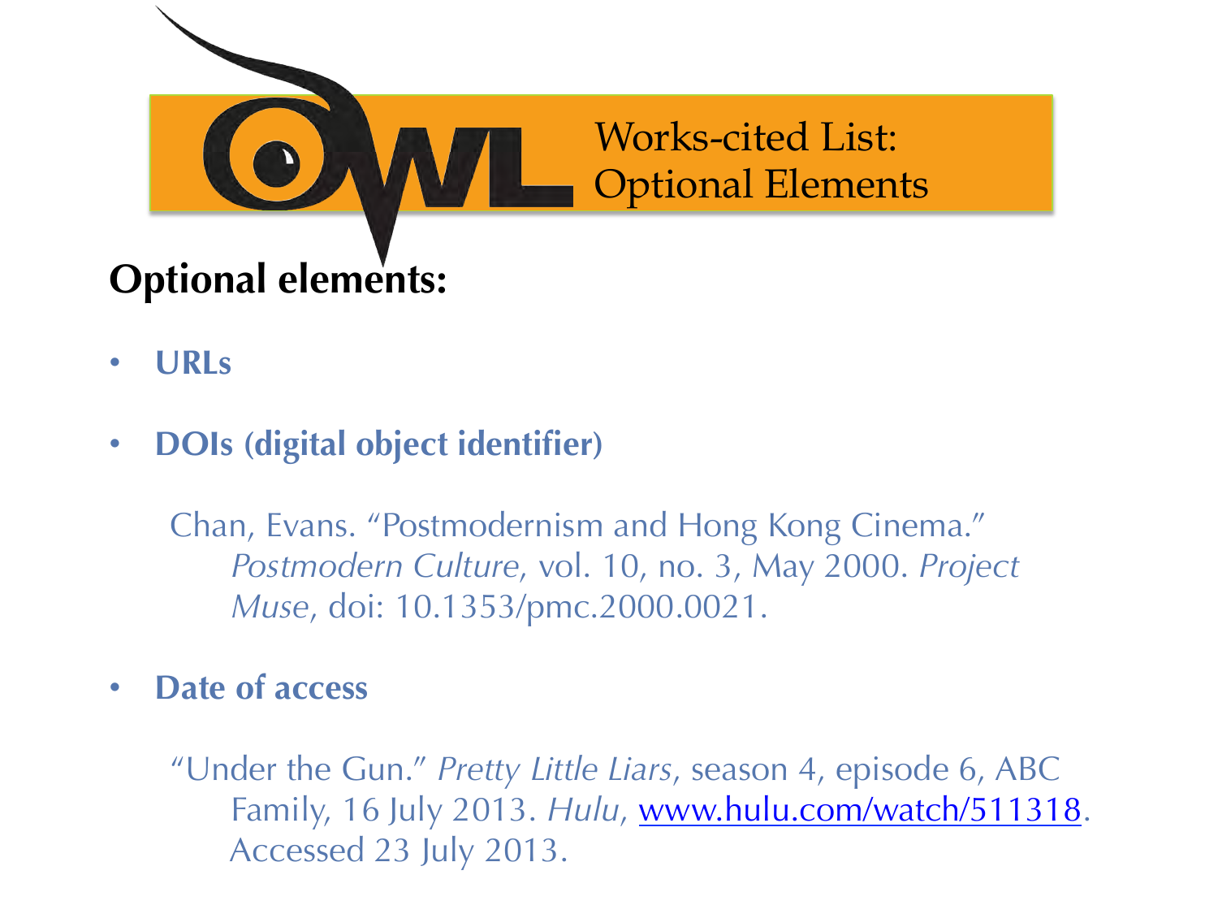# Works-cited List: Optional Elements

**Optional elements:**

- **URLs**
- **DOIs (digital object identifier)**

  Chan, Evans. "Postmodernism and Hong Kong Cinema." *Postmodern Culture*, vol. 10, no. 3, May 2000. *Project Muse*, doi: 10.1353/pmc.2000.0021.

- **Date of access**

  "Under the Gun." *Pretty Little Liars*, season 4, episode 6, ABC Family, 16 July 2013. *Hulu*, www.hulu.com/watch/511318. Accessed 23 July 2013.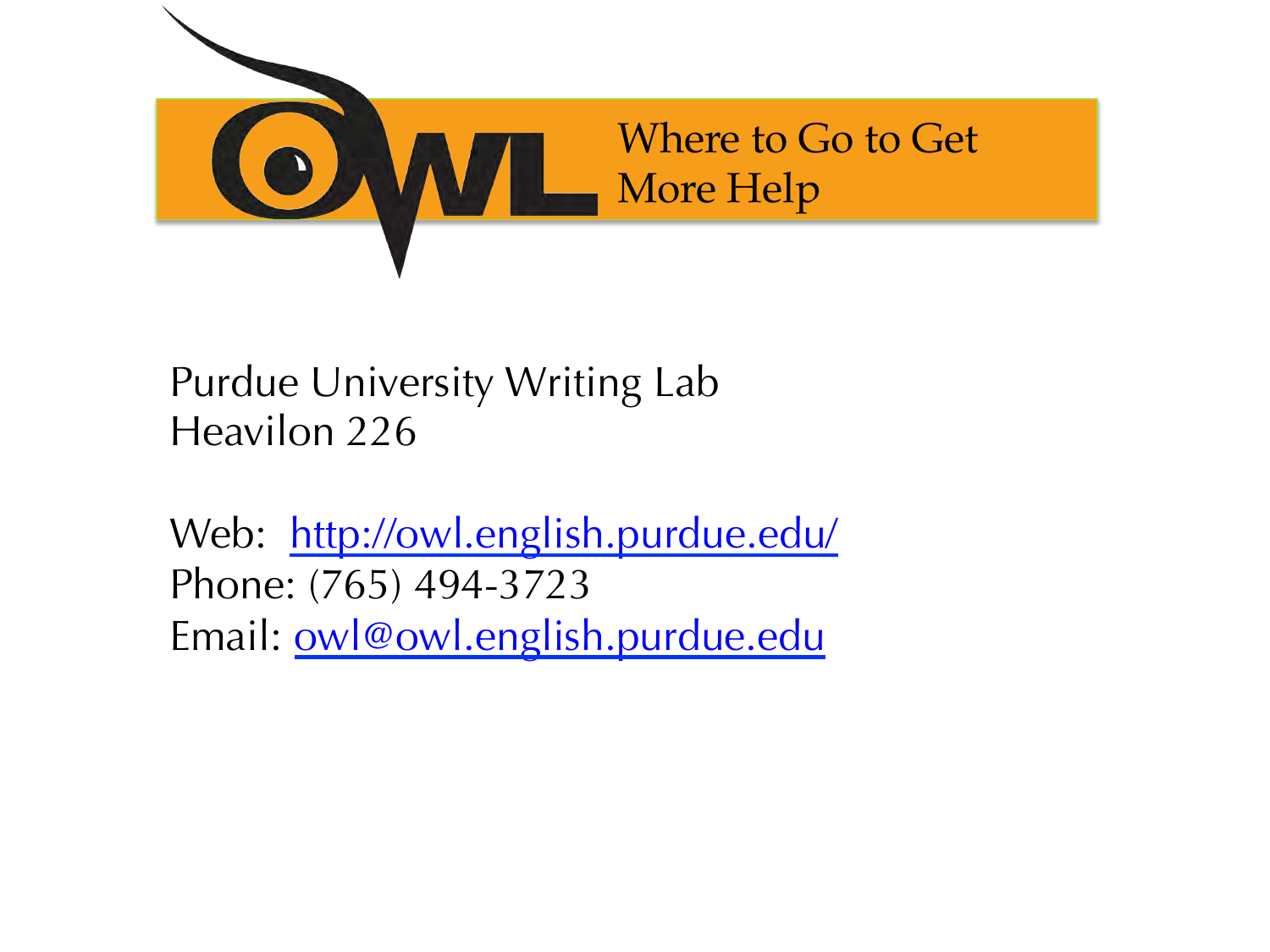# Where to Go to Get More Help

Purdue University Writing Lab
Heavilon 226

Web: http://owl.english.purdue.edu/
Phone: (765) 494-3723
Email: owl@owl.english.purdue.edu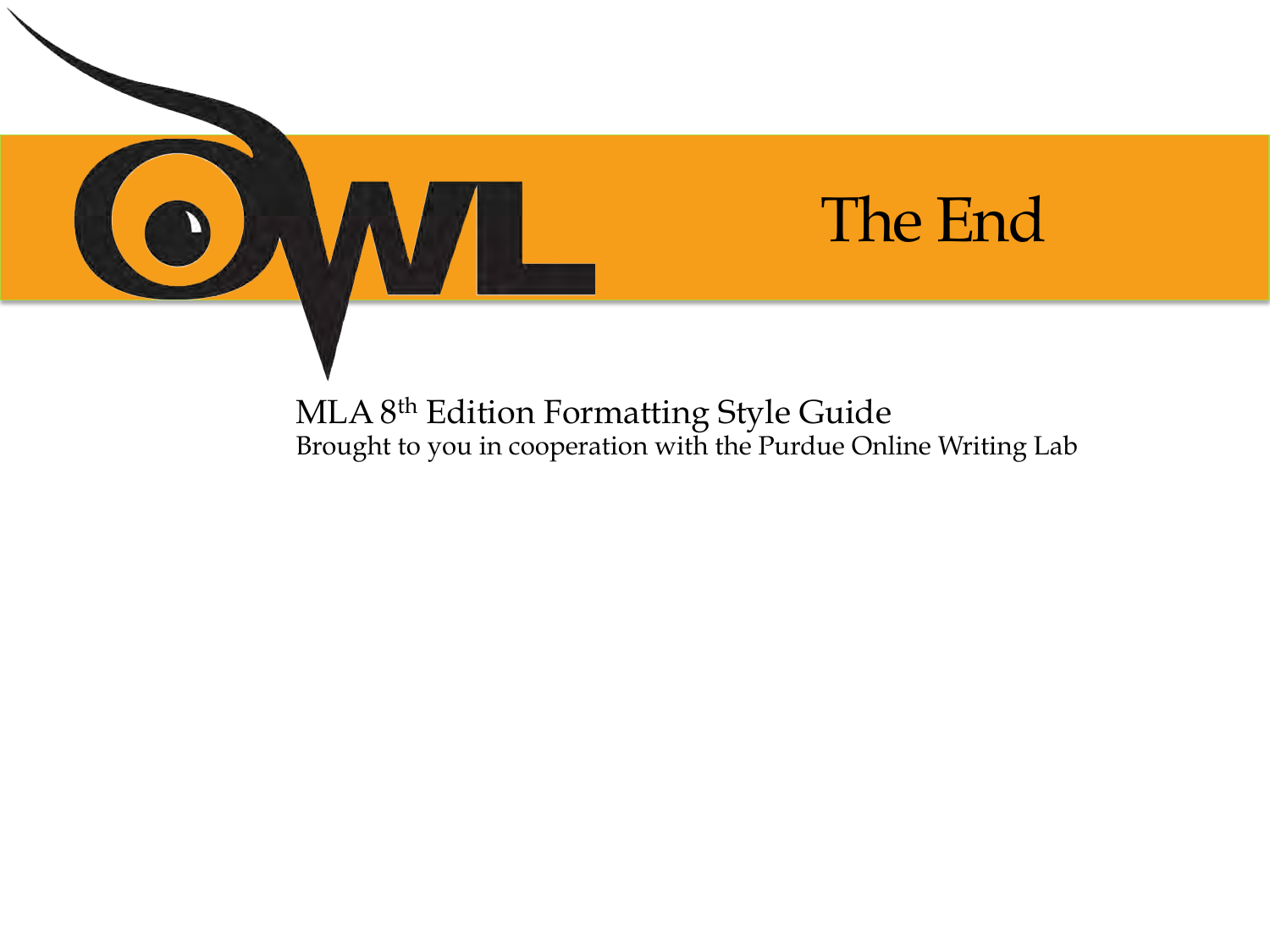# The End

MLA 8th Edition Formatting Style Guide
Brought to you in cooperation with the Purdue Online Writing Lab